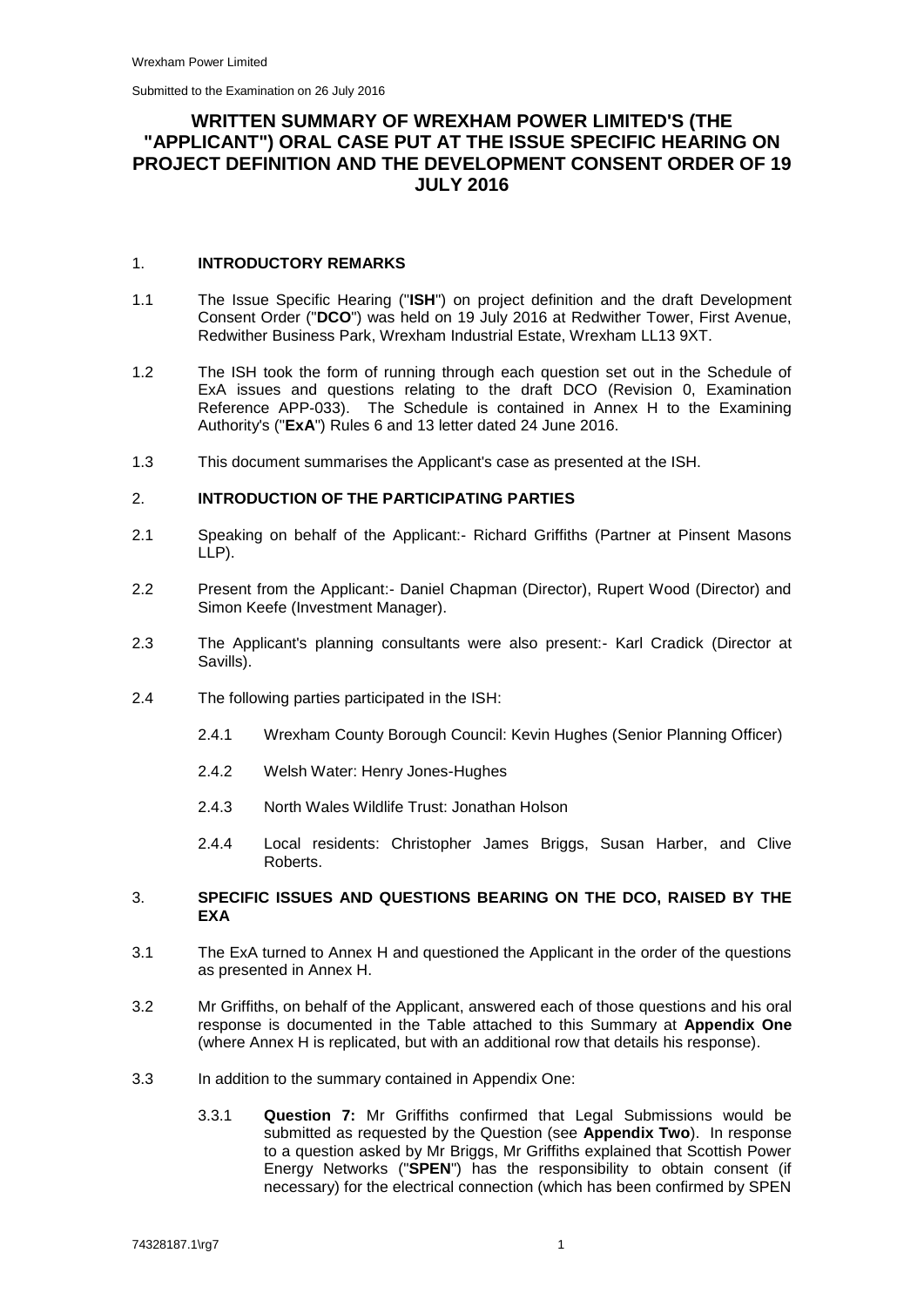Wrexham Power Limited

Submitted to the Examination on 26 July 2016

# WRITTEN SUMMARY OF WREXHAM POWER LIMITED'S (THE "APPLICANT") ORAL CASE PUT AT THE ISSUE SPECIFIC HEARING ON PROJECT DEFINITION AND THE DEVELOPMENT CONSENT ORDER OF 19 JULY 2016

## 1. INTRODUCTORY REMARKS

1.1 The Issue Specific Hearing ("**ISH**") on project definition and the draft Development Consent Order ("**DCO**") was held on 19 July 2016 at Redwither Tower, First Avenue, Redwither Business Park, Wrexham Industrial Estate, Wrexham LL13 9XT.

1.2 The ISH took the form of running through each question set out in the Schedule of ExA issues and questions relating to the draft DCO (Revision 0, Examination Reference APP-033). The Schedule is contained in Annex H to the Examining Authority's ("**ExA**") Rules 6 and 13 letter dated 24 June 2016.

1.3 This document summarises the Applicant's case as presented at the ISH.

## 2. INTRODUCTION OF THE PARTICIPATING PARTIES

2.1 Speaking on behalf of the Applicant:- Richard Griffiths (Partner at Pinsent Masons LLP).

2.2 Present from the Applicant:- Daniel Chapman (Director), Rupert Wood (Director) and Simon Keefe (Investment Manager).

2.3 The Applicant's planning consultants were also present:- Karl Cradick (Director at Savills).

2.4 The following parties participated in the ISH:

2.4.1 Wrexham County Borough Council: Kevin Hughes (Senior Planning Officer)

2.4.2 Welsh Water: Henry Jones-Hughes

2.4.3 North Wales Wildlife Trust: Jonathan Holson

2.4.4 Local residents: Christopher James Briggs, Susan Harber, and Clive Roberts.

## 3. SPECIFIC ISSUES AND QUESTIONS BEARING ON THE DCO, RAISED BY THE EXA

3.1 The ExA turned to Annex H and questioned the Applicant in the order of the questions as presented in Annex H.

3.2 Mr Griffiths, on behalf of the Applicant, answered each of those questions and his oral response is documented in the Table attached to this Summary at **Appendix One** (where Annex H is replicated, but with an additional row that details his response).

3.3 In addition to the summary contained in Appendix One:

3.3.1 **Question 7:** Mr Griffiths confirmed that Legal Submissions would be submitted as requested by the Question (see **Appendix Two**). In response to a question asked by Mr Briggs, Mr Griffiths explained that Scottish Power Energy Networks ("**SPEN**") has the responsibility to obtain consent (if necessary) for the electrical connection (which has been confirmed by SPEN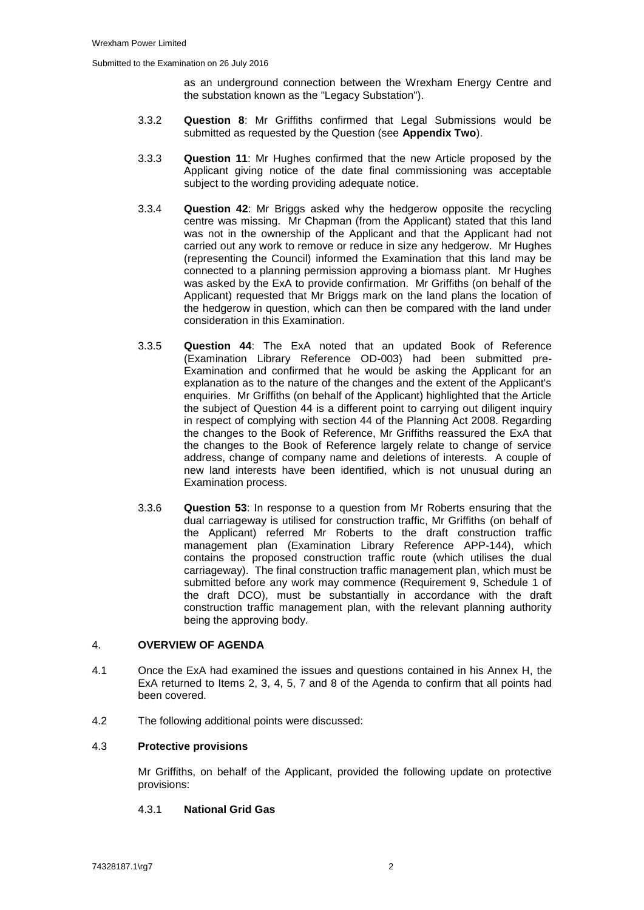as an underground connection between the Wrexham Energy Centre and the substation known as the "Legacy Substation").

3.3.2 **Question 8**: Mr Griffiths confirmed that Legal Submissions would be submitted as requested by the Question (see **Appendix Two**).

3.3.3 **Question 11**: Mr Hughes confirmed that the new Article proposed by the Applicant giving notice of the date final commissioning was acceptable subject to the wording providing adequate notice.

3.3.4 **Question 42**: Mr Briggs asked why the hedgerow opposite the recycling centre was missing. Mr Chapman (from the Applicant) stated that this land was not in the ownership of the Applicant and that the Applicant had not carried out any work to remove or reduce in size any hedgerow. Mr Hughes (representing the Council) informed the Examination that this land may be connected to a planning permission approving a biomass plant. Mr Hughes was asked by the ExA to provide confirmation. Mr Griffiths (on behalf of the Applicant) requested that Mr Briggs mark on the land plans the location of the hedgerow in question, which can then be compared with the land under consideration in this Examination.

3.3.5 **Question 44**: The ExA noted that an updated Book of Reference (Examination Library Reference OD-003) had been submitted pre-Examination and confirmed that he would be asking the Applicant for an explanation as to the nature of the changes and the extent of the Applicant's enquiries. Mr Griffiths (on behalf of the Applicant) highlighted that the Article the subject of Question 44 is a different point to carrying out diligent inquiry in respect of complying with section 44 of the Planning Act 2008. Regarding the changes to the Book of Reference, Mr Griffiths reassured the ExA that the changes to the Book of Reference largely relate to change of service address, change of company name and deletions of interests. A couple of new land interests have been identified, which is not unusual during an Examination process.

3.3.6 **Question 53**: In response to a question from Mr Roberts ensuring that the dual carriageway is utilised for construction traffic, Mr Griffiths (on behalf of the Applicant) referred Mr Roberts to the draft construction traffic management plan (Examination Library Reference APP-144), which contains the proposed construction traffic route (which utilises the dual carriageway). The final construction traffic management plan, which must be submitted before any work may commence (Requirement 9, Schedule 1 of the draft DCO), must be substantially in accordance with the draft construction traffic management plan, with the relevant planning authority being the approving body.

## 4. OVERVIEW OF AGENDA

4.1 Once the ExA had examined the issues and questions contained in his Annex H, the ExA returned to Items 2, 3, 4, 5, 7 and 8 of the Agenda to confirm that all points had been covered.

4.2 The following additional points were discussed:

### 4.3 Protective provisions

Mr Griffiths, on behalf of the Applicant, provided the following update on protective provisions:

#### 4.3.1 National Grid Gas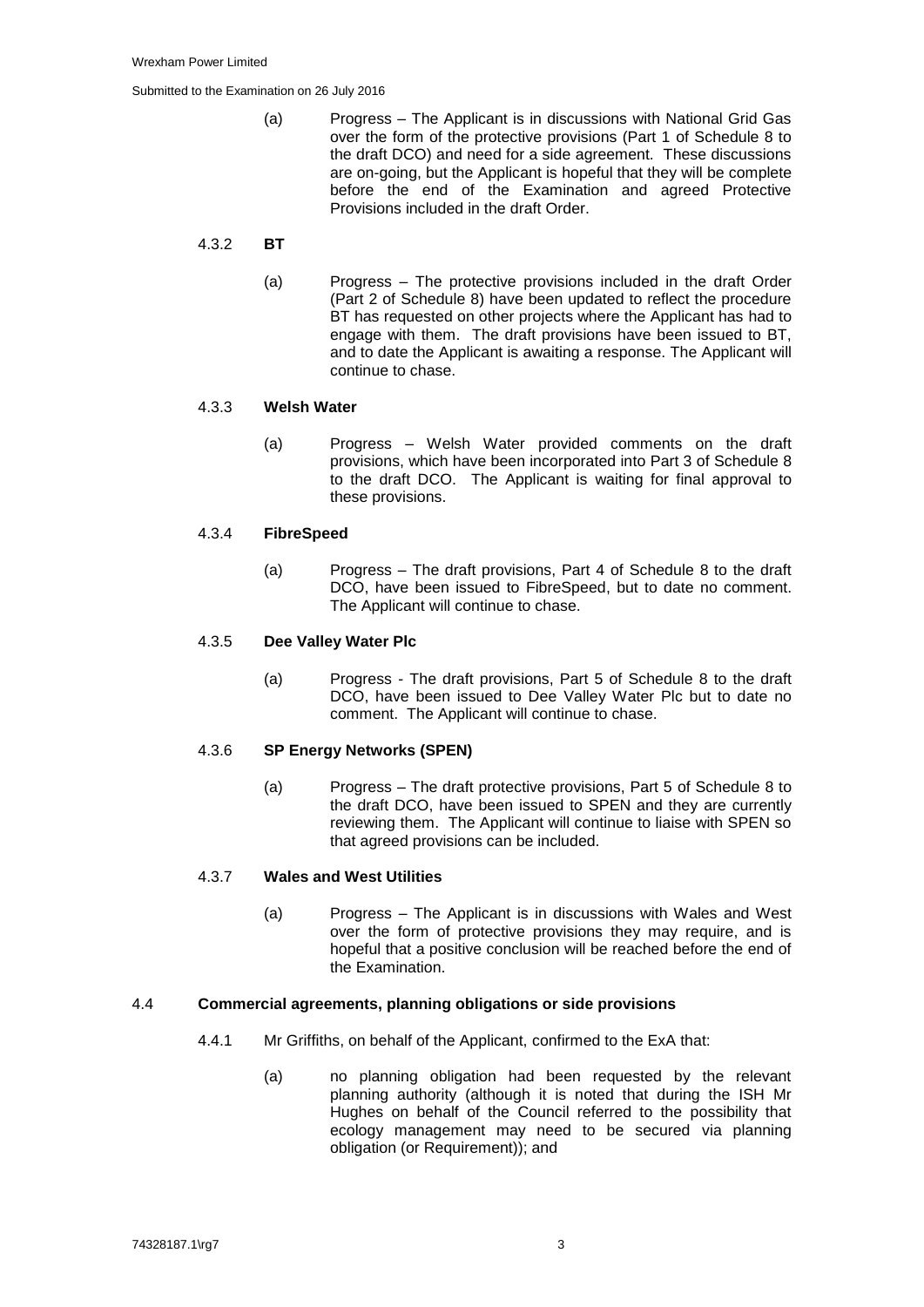(a) Progress – The Applicant is in discussions with National Grid Gas over the form of the protective provisions (Part 1 of Schedule 8 to the draft DCO) and need for a side agreement. These discussions are on-going, but the Applicant is hopeful that they will be complete before the end of the Examination and agreed Protective Provisions included in the draft Order.

4.3.2 **BT**

(a) Progress – The protective provisions included in the draft Order (Part 2 of Schedule 8) have been updated to reflect the procedure BT has requested on other projects where the Applicant has had to engage with them. The draft provisions have been issued to BT, and to date the Applicant is awaiting a response. The Applicant will continue to chase.

4.3.3 **Welsh Water**

(a) Progress – Welsh Water provided comments on the draft provisions, which have been incorporated into Part 3 of Schedule 8 to the draft DCO. The Applicant is waiting for final approval to these provisions.

4.3.4 **FibreSpeed**

(a) Progress – The draft provisions, Part 4 of Schedule 8 to the draft DCO, have been issued to FibreSpeed, but to date no comment. The Applicant will continue to chase.

4.3.5 **Dee Valley Water Plc**

(a) Progress - The draft provisions, Part 5 of Schedule 8 to the draft DCO, have been issued to Dee Valley Water Plc but to date no comment. The Applicant will continue to chase.

4.3.6 **SP Energy Networks (SPEN)**

(a) Progress – The draft protective provisions, Part 5 of Schedule 8 to the draft DCO, have been issued to SPEN and they are currently reviewing them. The Applicant will continue to liaise with SPEN so that agreed provisions can be included.

4.3.7 **Wales and West Utilities**

(a) Progress – The Applicant is in discussions with Wales and West over the form of protective provisions they may require, and is hopeful that a positive conclusion will be reached before the end of the Examination.

4.4 **Commercial agreements, planning obligations or side provisions**

4.4.1 Mr Griffiths, on behalf of the Applicant, confirmed to the ExA that:

(a) no planning obligation had been requested by the relevant planning authority (although it is noted that during the ISH Mr Hughes on behalf of the Council referred to the possibility that ecology management may need to be secured via planning obligation (or Requirement)); and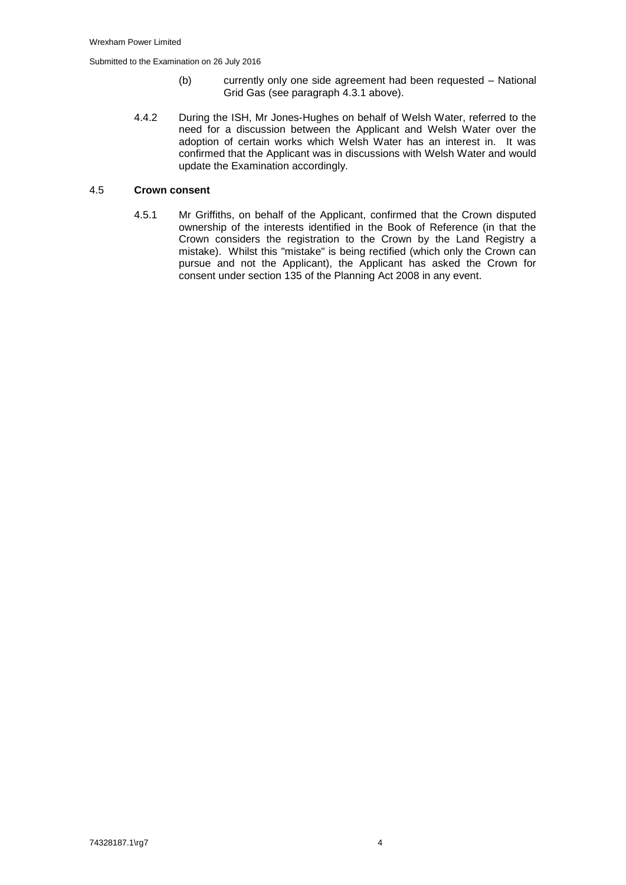(b) currently only one side agreement had been requested – National Grid Gas (see paragraph 4.3.1 above).

4.4.2 During the ISH, Mr Jones-Hughes on behalf of Welsh Water, referred to the need for a discussion between the Applicant and Welsh Water over the adoption of certain works which Welsh Water has an interest in. It was confirmed that the Applicant was in discussions with Welsh Water and would update the Examination accordingly.

## 4.5 Crown consent

4.5.1 Mr Griffiths, on behalf of the Applicant, confirmed that the Crown disputed ownership of the interests identified in the Book of Reference (in that the Crown considers the registration to the Crown by the Land Registry a mistake). Whilst this "mistake" is being rectified (which only the Crown can pursue and not the Applicant), the Applicant has asked the Crown for consent under section 135 of the Planning Act 2008 in any event.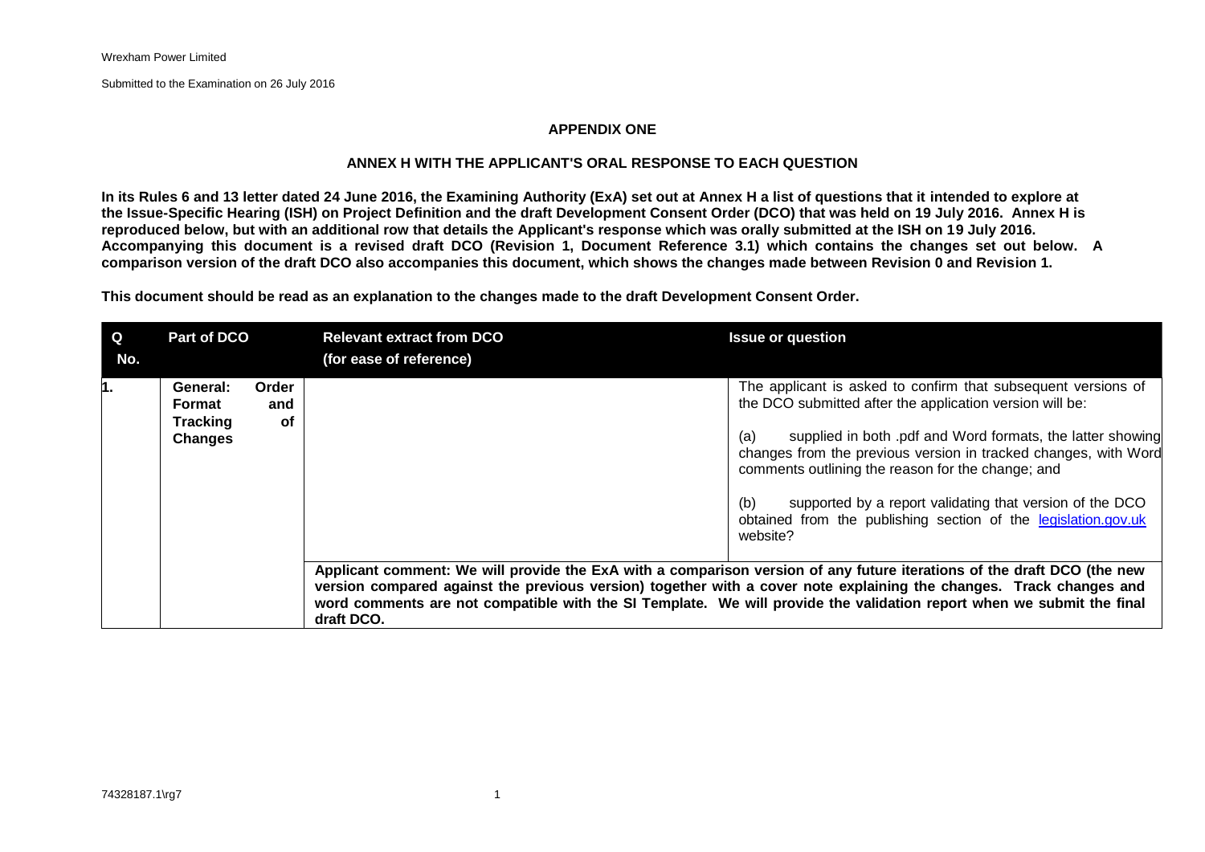Wrexham Power Limited

Submitted to the Examination on 26 July 2016

## APPENDIX ONE

## ANNEX H WITH THE APPLICANT'S ORAL RESPONSE TO EACH QUESTION

**In its Rules 6 and 13 letter dated 24 June 2016, the Examining Authority (ExA) set out at Annex H a list of questions that it intended to explore at the Issue-Specific Hearing (ISH) on Project Definition and the draft Development Consent Order (DCO) that was held on 19 July 2016. Annex H is reproduced below, but with an additional row that details the Applicant's response which was orally submitted at the ISH on 19 July 2016. Accompanying this document is a revised draft DCO (Revision 1, Document Reference 3.1) which contains the changes set out below. A comparison version of the draft DCO also accompanies this document, which shows the changes made between Revision 0 and Revision 1.**

**This document should be read as an explanation to the changes made to the draft Development Consent Order.**

| Q No. | Part of DCO | Relevant extract from DCO (for ease of reference) | Issue or question |
|---|---|---|---|
| 1. | **General: Order Format and Tracking of Changes** | | The applicant is asked to confirm that subsequent versions of the DCO submitted after the application version will be:<br><br>(a) supplied in both .pdf and Word formats, the latter showing changes from the previous version in tracked changes, with Word comments outlining the reason for the change; and<br><br>(b) supported by a report validating that version of the DCO obtained from the publishing section of the legislation.gov.uk website? |
| | | **Applicant comment: We will provide the ExA with a comparison version of any future iterations of the draft DCO (the new version compared against the previous version) together with a cover note explaining the changes. Track changes and word comments are not compatible with the SI Template. We will provide the validation report when we submit the final draft DCO.** | |

74328187.1\rg7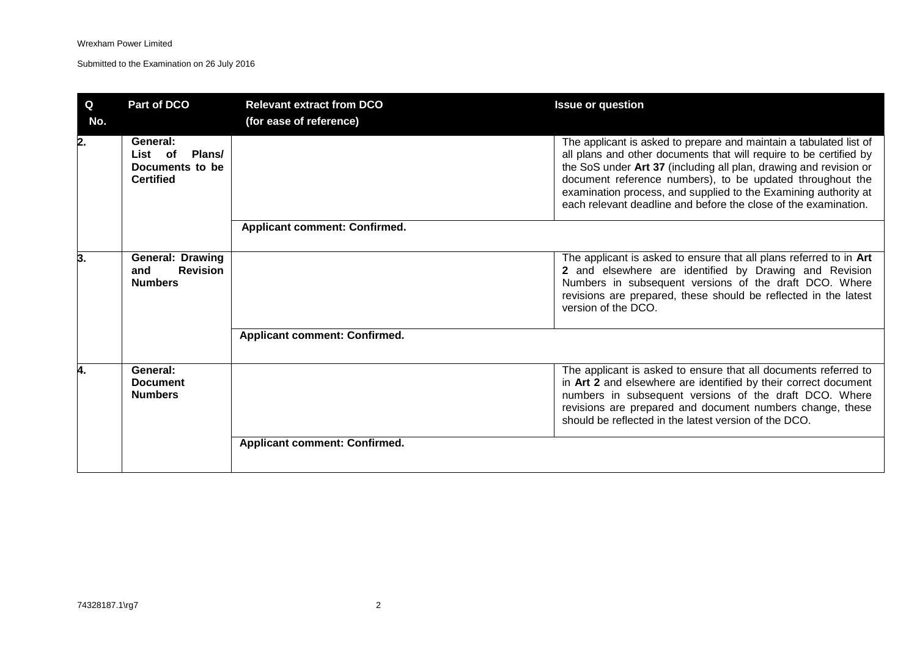| Q No. | Part of DCO | Relevant extract from DCO (for ease of reference) | Issue or question |
|---|---|---|---|
| 2. | **General: List of Plans/ Documents to be Certified** | | The applicant is asked to prepare and maintain a tabulated list of all plans and other documents that will require to be certified by the SoS under **Art 37** (including all plan, drawing and revision or document reference numbers), to be updated throughout the examination process, and supplied to the Examining authority at each relevant deadline and before the close of the examination. |
| | | **Applicant comment: Confirmed.** | |
| 3. | **General: Drawing and Revision Numbers** | | The applicant is asked to ensure that all plans referred to in **Art 2** and elsewhere are identified by Drawing and Revision Numbers in subsequent versions of the draft DCO. Where revisions are prepared, these should be reflected in the latest version of the DCO. |
| | | **Applicant comment: Confirmed.** | |
| 4. | **General: Document Numbers** | | The applicant is asked to ensure that all documents referred to in **Art 2** and elsewhere are identified by their correct document numbers in subsequent versions of the draft DCO. Where revisions are prepared and document numbers change, these should be reflected in the latest version of the DCO. |
| | | **Applicant comment: Confirmed.** | |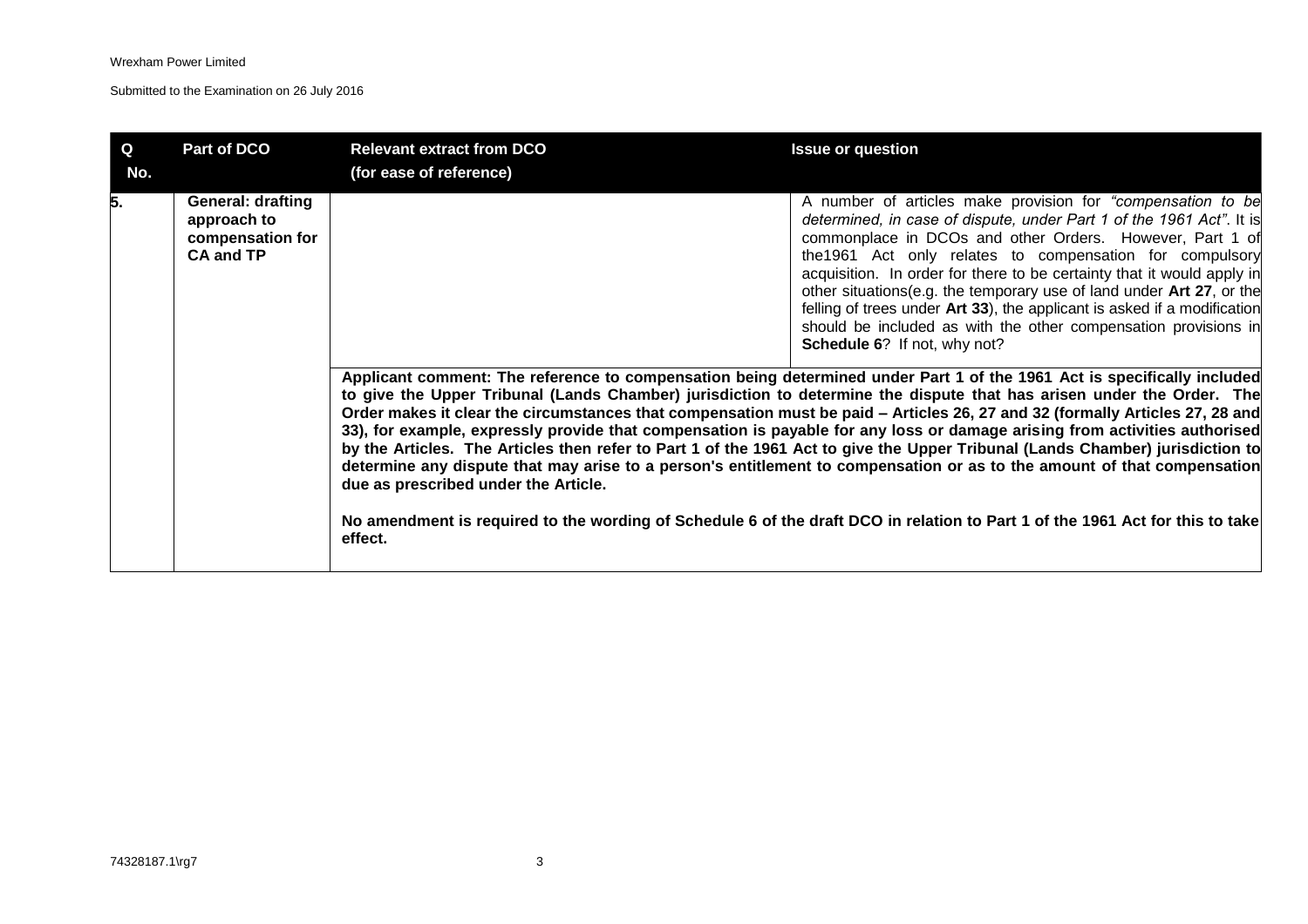| Q No. | Part of DCO | Relevant extract from DCO (for ease of reference) | Issue or question |
|---|---|---|---|
| 5. | **General: drafting approach to compensation for CA and TP** | | A number of articles make provision for *"compensation to be determined, in case of dispute, under Part 1 of the 1961 Act"*. It is commonplace in DCOs and other Orders. However, Part 1 of the1961 Act only relates to compensation for compulsory acquisition. In order for there to be certainty that it would apply in other situations(e.g. the temporary use of land under **Art 27**, or the felling of trees under **Art 33**), the applicant is asked if a modification should be included as with the other compensation provisions in **Schedule 6**? If not, why not? |
| | | **Applicant comment: The reference to compensation being determined under Part 1 of the 1961 Act is specifically included to give the Upper Tribunal (Lands Chamber) jurisdiction to determine the dispute that has arisen under the Order. The Order makes it clear the circumstances that compensation must be paid – Articles 26, 27 and 32 (formally Articles 27, 28 and 33), for example, expressly provide that compensation is payable for any loss or damage arising from activities authorised by the Articles. The Articles then refer to Part 1 of the 1961 Act to give the Upper Tribunal (Lands Chamber) jurisdiction to determine any dispute that may arise to a person's entitlement to compensation or as to the amount of that compensation due as prescribed under the Article.**<br><br>**No amendment is required to the wording of Schedule 6 of the draft DCO in relation to Part 1 of the 1961 Act for this to take effect.** | |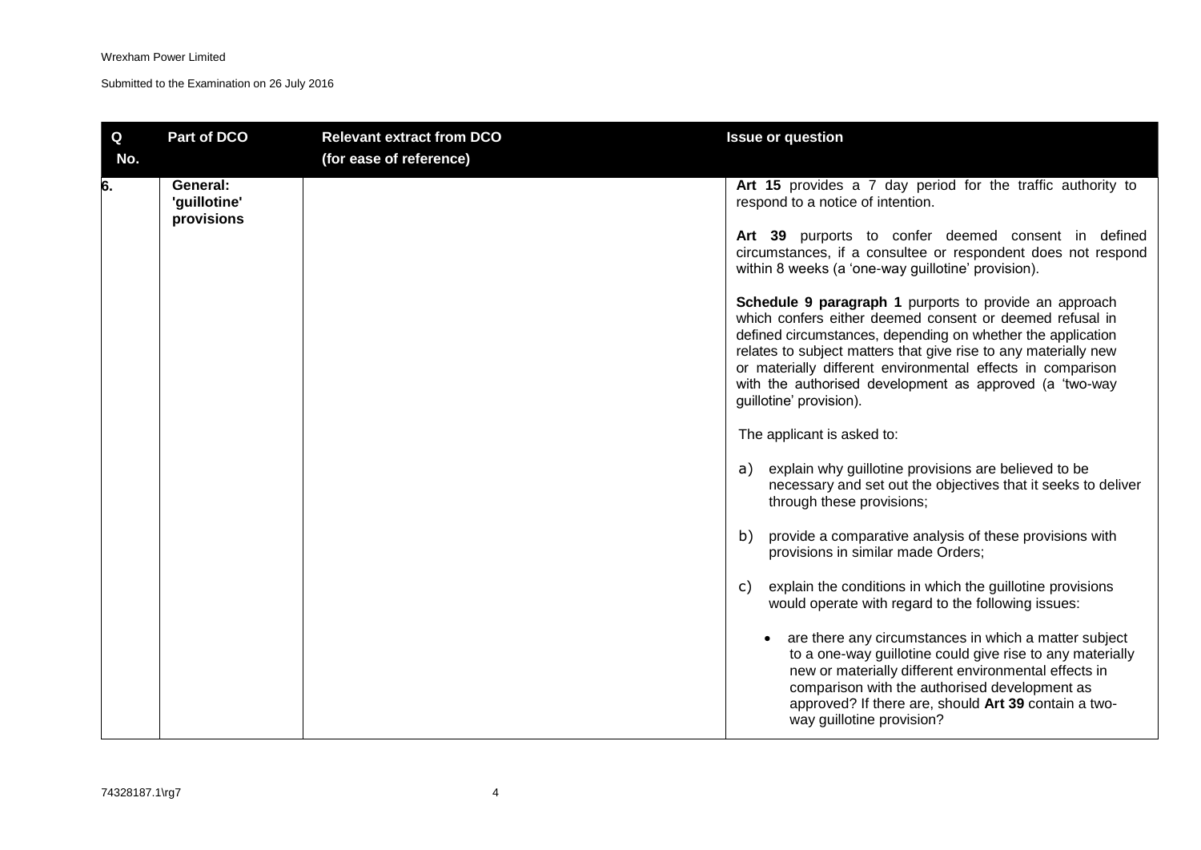| Q No. | Part of DCO | Relevant extract from DCO (for ease of reference) | Issue or question |
| --- | --- | --- | --- |
| 6. | General: 'guillotine' provisions | | **Art 15** provides a 7 day period for the traffic authority to respond to a notice of intention.<br><br>**Art 39** purports to confer deemed consent in defined circumstances, if a consultee or respondent does not respond within 8 weeks (a 'one-way guillotine' provision).<br><br>**Schedule 9 paragraph 1** purports to provide an approach which confers either deemed consent or deemed refusal in defined circumstances, depending on whether the application relates to subject matters that give rise to any materially new or materially different environmental effects in comparison with the authorised development as approved (a 'two-way guillotine' provision).<br><br>The applicant is asked to:<br><br>a) explain why guillotine provisions are believed to be necessary and set out the objectives that it seeks to deliver through these provisions;<br><br>b) provide a comparative analysis of these provisions with provisions in similar made Orders;<br><br>c) explain the conditions in which the guillotine provisions would operate with regard to the following issues:<br><br>• are there any circumstances in which a matter subject to a one-way guillotine could give rise to any materially new or materially different environmental effects in comparison with the authorised development as approved? If there are, should **Art 39** contain a two-way guillotine provision? |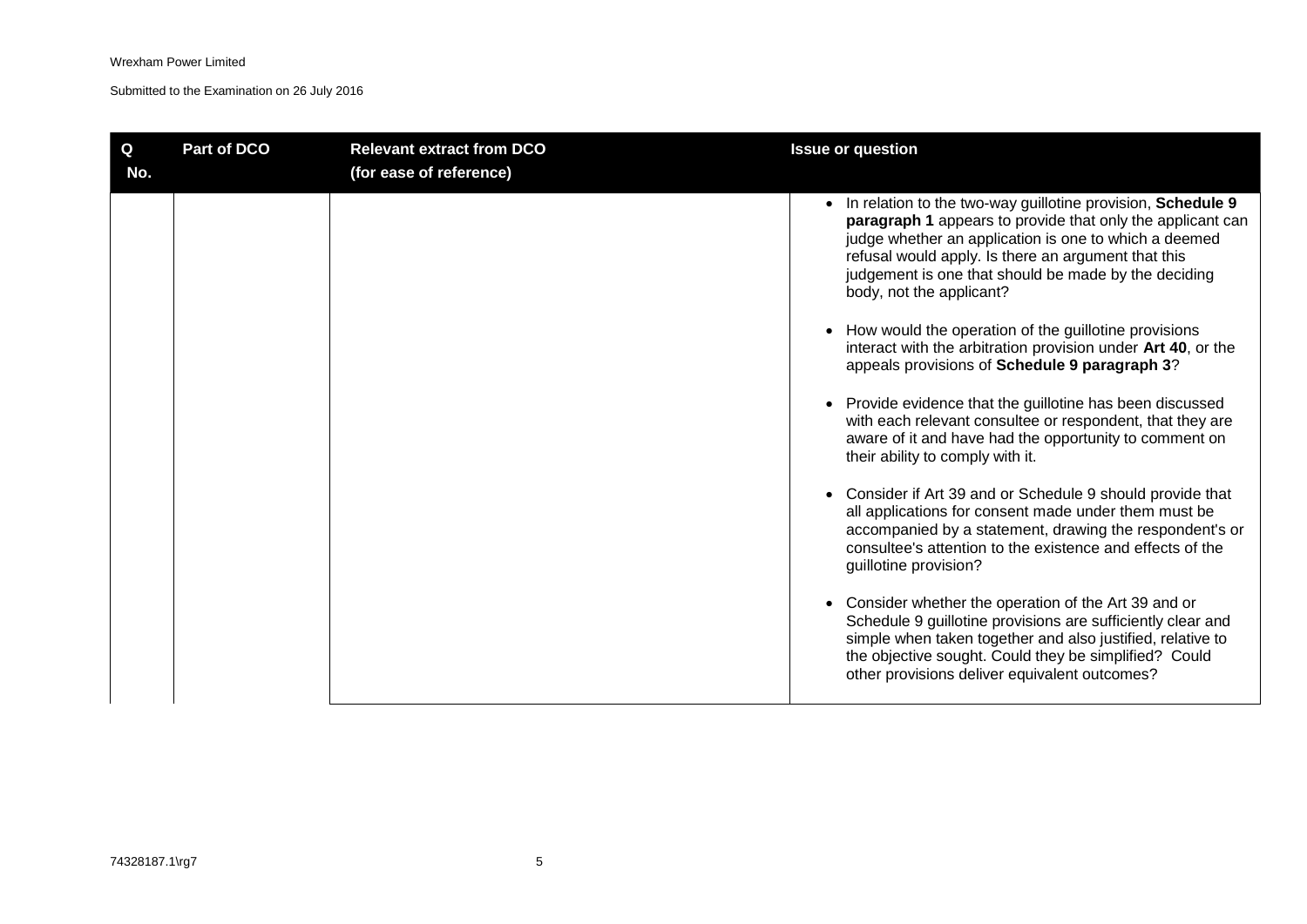| Q No. | Part of DCO | Relevant extract from DCO (for ease of reference) | Issue or question |
|---|---|---|---|
| | | | • In relation to the two-way guillotine provision, **Schedule 9 paragraph 1** appears to provide that only the applicant can judge whether an application is one to which a deemed refusal would apply. Is there an argument that this judgement is one that should be made by the deciding body, not the applicant?<br><br>• How would the operation of the guillotine provisions interact with the arbitration provision under **Art 40**, or the appeals provisions of **Schedule 9 paragraph 3**?<br><br>• Provide evidence that the guillotine has been discussed with each relevant consultee or respondent, that they are aware of it and have had the opportunity to comment on their ability to comply with it.<br><br>• Consider if Art 39 and or Schedule 9 should provide that all applications for consent made under them must be accompanied by a statement, drawing the respondent's or consultee's attention to the existence and effects of the guillotine provision?<br><br>• Consider whether the operation of the Art 39 and or Schedule 9 guillotine provisions are sufficiently clear and simple when taken together and also justified, relative to the objective sought. Could they be simplified? Could other provisions deliver equivalent outcomes? |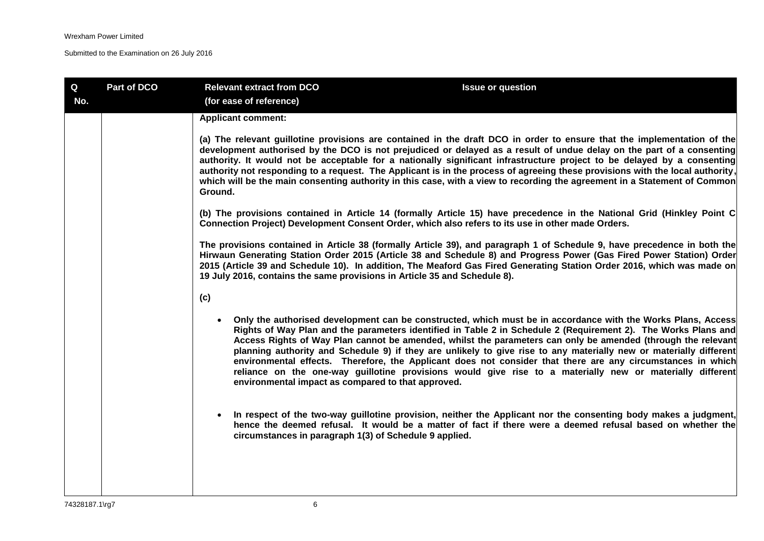| Q No. | Part of DCO | Relevant extract from DCO (for ease of reference) | Issue or question |
| --- | --- | --- | --- |
| | | **Applicant comment:**<br><br>**(a) The relevant guillotine provisions are contained in the draft DCO in order to ensure that the implementation of the development authorised by the DCO is not prejudiced or delayed as a result of undue delay on the part of a consenting authority. It would not be acceptable for a nationally significant infrastructure project to be delayed by a consenting authority not responding to a request. The Applicant is in the process of agreeing these provisions with the local authority, which will be the main consenting authority in this case, with a view to recording the agreement in a Statement of Common Ground.**<br><br>**(b) The provisions contained in Article 14 (formally Article 15) have precedence in the National Grid (Hinkley Point C Connection Project) Development Consent Order, which also refers to its use in other made Orders.**<br><br>**The provisions contained in Article 38 (formally Article 39), and paragraph 1 of Schedule 9, have precedence in both the Hirwaun Generating Station Order 2015 (Article 38 and Schedule 8) and Progress Power (Gas Fired Power Station) Order 2015 (Article 39 and Schedule 10). In addition, The Meaford Gas Fired Generating Station Order 2016, which was made on 19 July 2016, contains the same provisions in Article 35 and Schedule 8).**<br><br>**(c)**<br><br>• **Only the authorised development can be constructed, which must be in accordance with the Works Plans, Access Rights of Way Plan and the parameters identified in Table 2 in Schedule 2 (Requirement 2). The Works Plans and Access Rights of Way Plan cannot be amended, whilst the parameters can only be amended (through the relevant planning authority and Schedule 9) if they are unlikely to give rise to any materially new or materially different environmental effects. Therefore, the Applicant does not consider that there are any circumstances in which reliance on the one-way guillotine provisions would give rise to a materially new or materially different environmental impact as compared to that approved.**<br><br>• **In respect of the two-way guillotine provision, neither the Applicant nor the consenting body makes a judgment, hence the deemed refusal. It would be a matter of fact if there were a deemed refusal based on whether the circumstances in paragraph 1(3) of Schedule 9 applied.** | |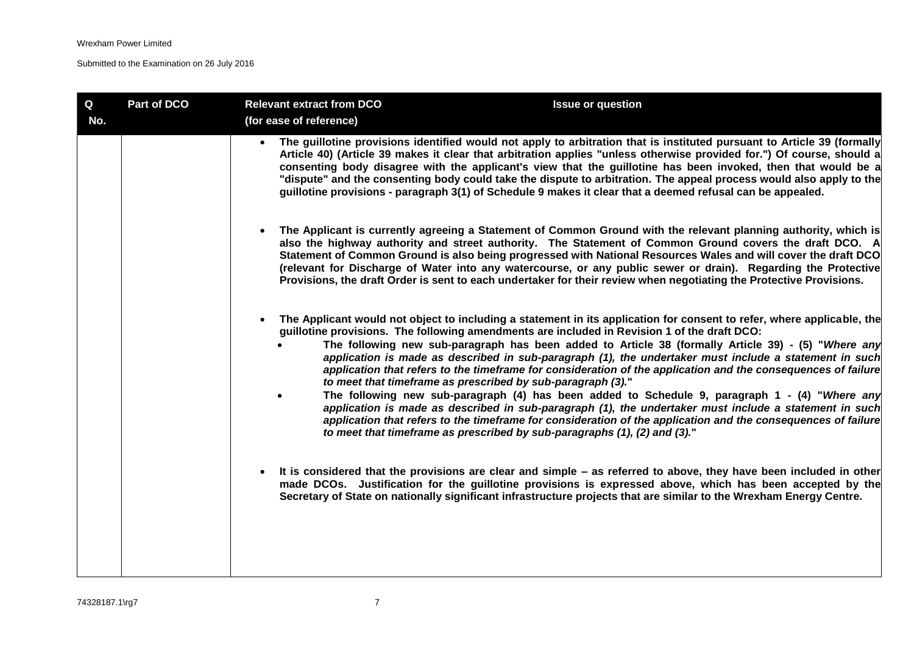| Q No. | Part of DCO | Relevant extract from DCO (for ease of reference) | Issue or question |
|---|---|---|---|
| | | | <ul><li>**The guillotine provisions identified would not apply to arbitration that is instituted pursuant to Article 39 (formally Article 40) (Article 39 makes it clear that arbitration applies "unless otherwise provided for.") Of course, should a consenting body disagree with the applicant's view that the guillotine has been invoked, then that would be a "dispute" and the consenting body could take the dispute to arbitration. The appeal process would also apply to the guillotine provisions - paragraph 3(1) of Schedule 9 makes it clear that a deemed refusal can be appealed.**</li><li>**The Applicant is currently agreeing a Statement of Common Ground with the relevant planning authority, which is also the highway authority and street authority. The Statement of Common Ground covers the draft DCO. A Statement of Common Ground is also being progressed with National Resources Wales and will cover the draft DCO (relevant for Discharge of Water into any watercourse, or any public sewer or drain). Regarding the Protective Provisions, the draft Order is sent to each undertaker for their review when negotiating the Protective Provisions.**</li><li>**The Applicant would not object to including a statement in its application for consent to refer, where applicable, the guillotine provisions. The following amendments are included in Revision 1 of the draft DCO:**<ul><li>**The following new sub-paragraph has been added to Article 38 (formally Article 39) - (5) "*Where any application is made as described in sub-paragraph (1), the undertaker must include a statement in such application that refers to the timeframe for consideration of the application and the consequences of failure to meet that timeframe as prescribed by sub-paragraph (3).*"**</li><li>**The following new sub-paragraph (4) has been added to Schedule 9, paragraph 1 - (4) "*Where any application is made as described in sub-paragraph (1), the undertaker must include a statement in such application that refers to the timeframe for consideration of the application and the consequences of failure to meet that timeframe as prescribed by sub-paragraphs (1), (2) and (3).*"**</li></ul></li><li>**It is considered that the provisions are clear and simple – as referred to above, they have been included in other made DCOs. Justification for the guillotine provisions is expressed above, which has been accepted by the Secretary of State on nationally significant infrastructure projects that are similar to the Wrexham Energy Centre.**</li></ul> |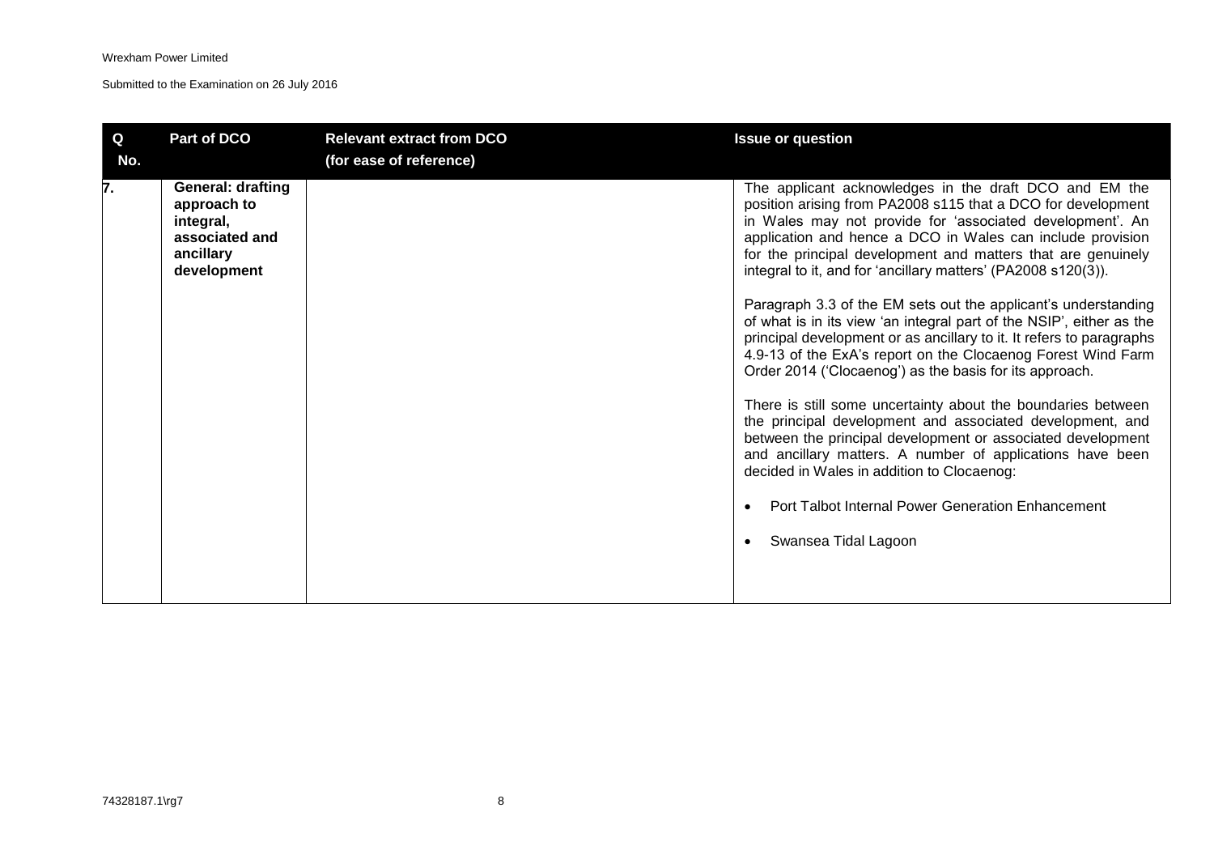| Q No. | Part of DCO | Relevant extract from DCO (for ease of reference) | Issue or question |
|---|---|---|---|
| 7. | **General: drafting approach to integral, associated and ancillary development** | | The applicant acknowledges in the draft DCO and EM the position arising from PA2008 s115 that a DCO for development in Wales may not provide for 'associated development'. An application and hence a DCO in Wales can include provision for the principal development and matters that are genuinely integral to it, and for 'ancillary matters' (PA2008 s120(3)).<br><br>Paragraph 3.3 of the EM sets out the applicant's understanding of what is in its view 'an integral part of the NSIP', either as the principal development or as ancillary to it. It refers to paragraphs 4.9-13 of the ExA's report on the Clocaenog Forest Wind Farm Order 2014 ('Clocaenog') as the basis for its approach.<br><br>There is still some uncertainty about the boundaries between the principal development and associated development, and between the principal development or associated development and ancillary matters. A number of applications have been decided in Wales in addition to Clocaenog:<br><br>• Port Talbot Internal Power Generation Enhancement<br><br>• Swansea Tidal Lagoon |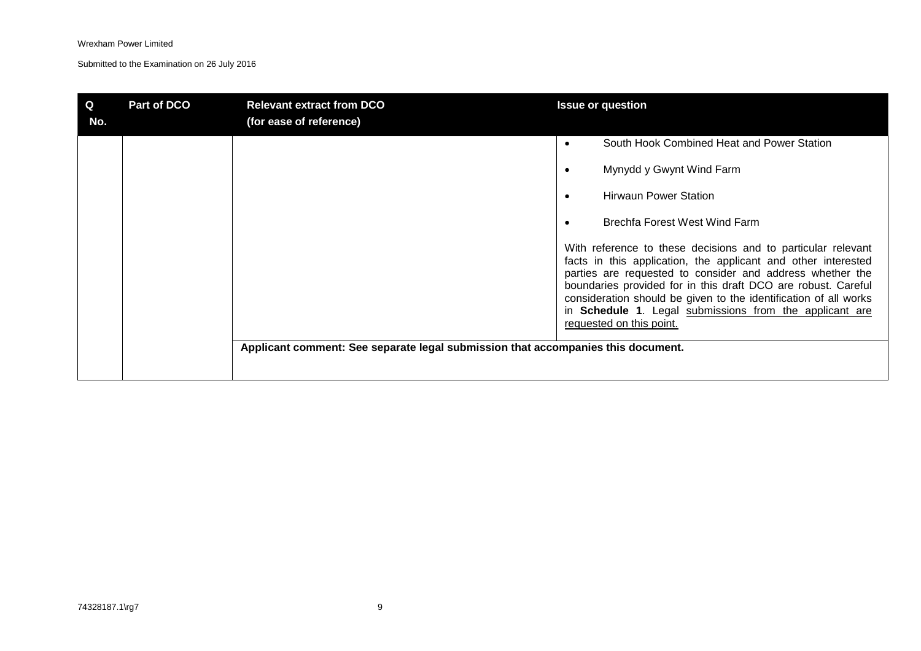| Q No. | Part of DCO | Relevant extract from DCO (for ease of reference) | Issue or question |
|---|---|---|---|
| | | | • South Hook Combined Heat and Power Station<br><br>• Mynydd y Gwynt Wind Farm<br><br>• Hirwaun Power Station<br><br>• Brechfa Forest West Wind Farm<br><br>With reference to these decisions and to particular relevant facts in this application, the applicant and other interested parties are requested to consider and address whether the boundaries provided for in this draft DCO are robust. Careful consideration should be given to the identification of all works in **Schedule 1**. Legal submissions from the applicant are requested on this point. |
| | | **Applicant comment: See separate legal submission that accompanies this document.** | |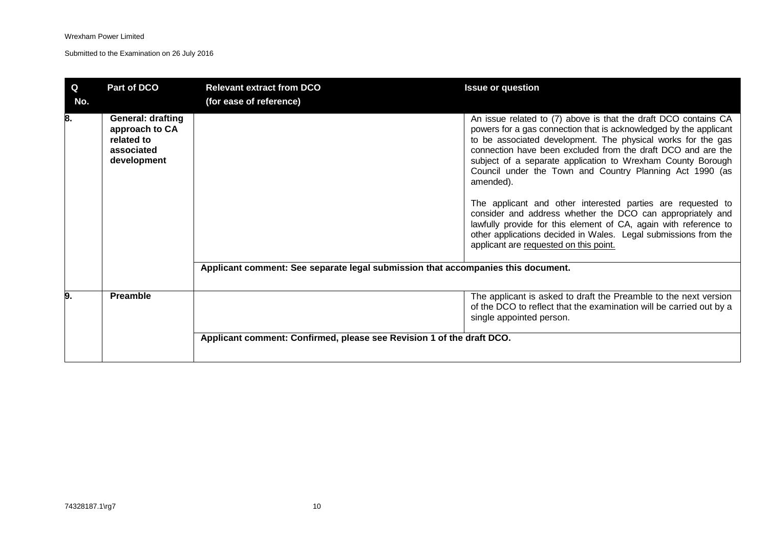| Q No. | Part of DCO | Relevant extract from DCO (for ease of reference) | Issue or question |
|---|---|---|---|
| 8. | **General: drafting approach to CA related to associated development** | | An issue related to (7) above is that the draft DCO contains CA powers for a gas connection that is acknowledged by the applicant to be associated development. The physical works for the gas connection have been excluded from the draft DCO and are the subject of a separate application to Wrexham County Borough Council under the Town and Country Planning Act 1990 (as amended).<br><br>The applicant and other interested parties are requested to consider and address whether the DCO can appropriately and lawfully provide for this element of CA, again with reference to other applications decided in Wales. Legal submissions from the applicant are requested on this point. |
| | | **Applicant comment: See separate legal submission that accompanies this document.** | |
| 9. | **Preamble** | | The applicant is asked to draft the Preamble to the next version of the DCO to reflect that the examination will be carried out by a single appointed person. |
| | | **Applicant comment: Confirmed, please see Revision 1 of the draft DCO.** | |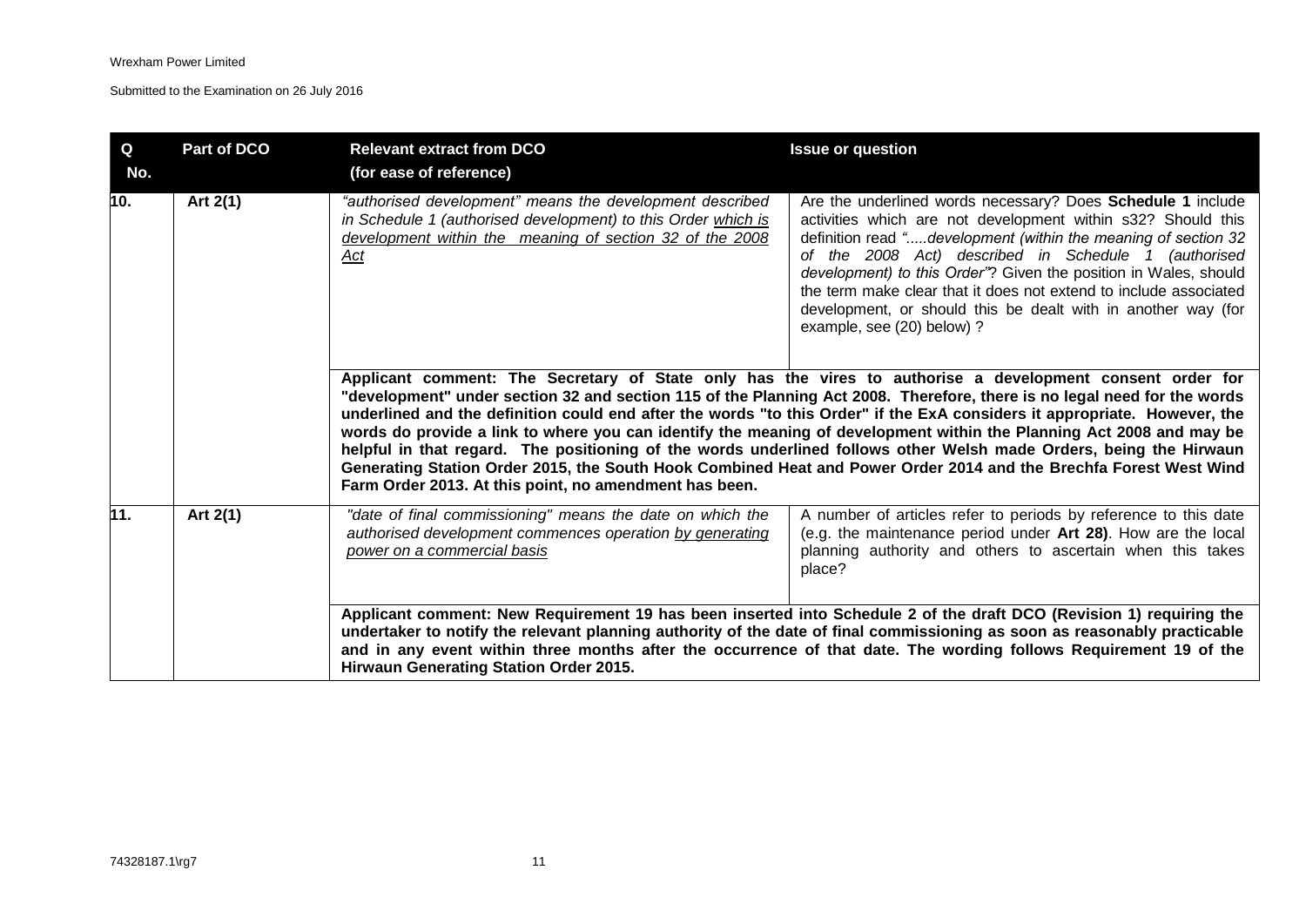| Q No. | Part of DCO | Relevant extract from DCO (for ease of reference) | Issue or question |
|---|---|---|---|
| 10. | Art 2(1) | *"authorised development" means the development described in Schedule 1 (authorised development) to this Order <u>which is development within the meaning of section 32 of the 2008 Act</u>* | Are the underlined words necessary? Does **Schedule 1** include activities which are not development within s32? Should this definition read *".....development (within the meaning of section 32 of the 2008 Act) described in Schedule 1 (authorised development) to this Order"*? Given the position in Wales, should the term make clear that it does not extend to include associated development, or should this be dealt with in another way (for example, see (20) below) ? |
| | | **Applicant comment: The Secretary of State only has the vires to authorise a development consent order for "development" under section 32 and section 115 of the Planning Act 2008. Therefore, there is no legal need for the words underlined and the definition could end after the words "to this Order" if the ExA considers it appropriate. However, the words do provide a link to where you can identify the meaning of development within the Planning Act 2008 and may be helpful in that regard. The positioning of the words underlined follows other Welsh made Orders, being the Hirwaun Generating Station Order 2015, the South Hook Combined Heat and Power Order 2014 and the Brechfa Forest West Wind Farm Order 2013. At this point, no amendment has been.** | |
| 11. | Art 2(1) | *"date of final commissioning" means the date on which the authorised development commences operation <u>by generating power on a commercial basis</u>* | A number of articles refer to periods by reference to this date (e.g. the maintenance period under **Art 28)**. How are the local planning authority and others to ascertain when this takes place? |
| | | **Applicant comment: New Requirement 19 has been inserted into Schedule 2 of the draft DCO (Revision 1) requiring the undertaker to notify the relevant planning authority of the date of final commissioning as soon as reasonably practicable and in any event within three months after the occurrence of that date. The wording follows Requirement 19 of the Hirwaun Generating Station Order 2015.** | |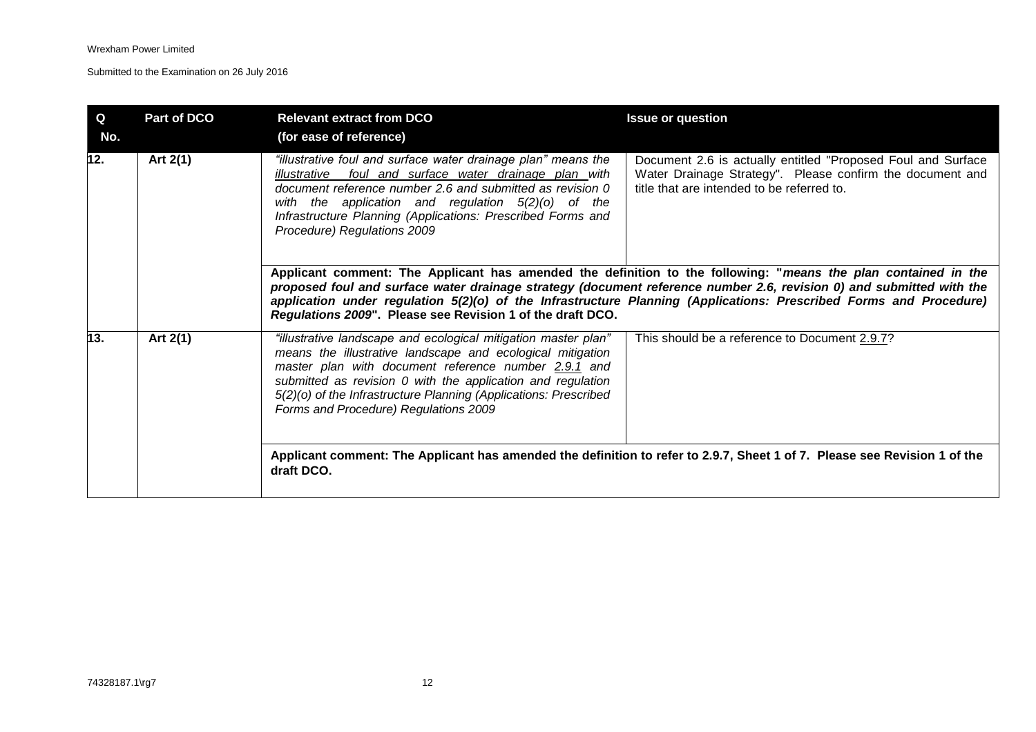| Q No. | Part of DCO | Relevant extract from DCO (for ease of reference) | Issue or question |
|---|---|---|---|
| 12. | Art 2(1) | *"illustrative foul and surface water drainage plan" means the illustrative foul and surface water drainage plan with document reference number 2.6 and submitted as revision 0 with the application and regulation 5(2)(o) of the Infrastructure Planning (Applications: Prescribed Forms and Procedure) Regulations 2009* | Document 2.6 is actually entitled "Proposed Foul and Surface Water Drainage Strategy". Please confirm the document and title that are intended to be referred to. |
| | | **Applicant comment: The Applicant has amended the definition to the following: "*means the plan contained in the proposed foul and surface water drainage strategy (document reference number 2.6, revision 0) and submitted with the application under regulation 5(2)(o) of the Infrastructure Planning (Applications: Prescribed Forms and Procedure) Regulations 2009*". Please see Revision 1 of the draft DCO.** | |
| 13. | Art 2(1) | *"illustrative landscape and ecological mitigation master plan" means the illustrative landscape and ecological mitigation master plan with document reference number 2.9.1 and submitted as revision 0 with the application and regulation 5(2)(o) of the Infrastructure Planning (Applications: Prescribed Forms and Procedure) Regulations 2009* | This should be a reference to Document 2.9.7? |
| | | **Applicant comment: The Applicant has amended the definition to refer to 2.9.7, Sheet 1 of 7. Please see Revision 1 of the draft DCO.** | |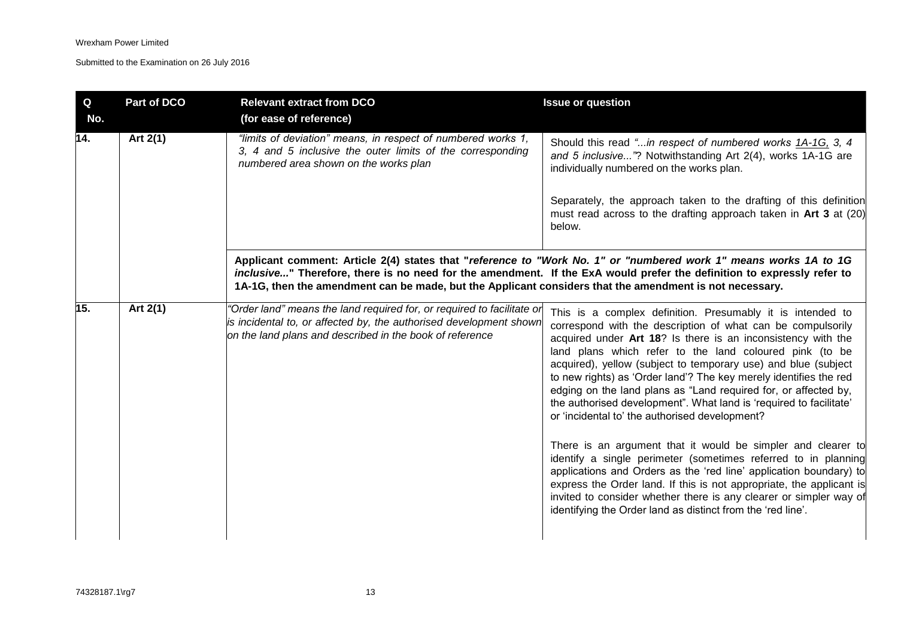| Q No. | Part of DCO | Relevant extract from DCO (for ease of reference) | Issue or question |
|---|---|---|---|
| 14. | Art 2(1) | *"limits of deviation" means, in respect of numbered works 1, 3, 4 and 5 inclusive the outer limits of the corresponding numbered area shown on the works plan* | Should this read *"...in respect of numbered works <u>1A-1G,</u> 3, 4 and 5 inclusive..."*? Notwithstanding Art 2(4), works 1A-1G are individually numbered on the works plan.<br><br>Separately, the approach taken to the drafting of this definition must read across to the drafting approach taken in **Art 3** at (20) below. |
| | | **Applicant comment: Article 2(4) states that "*reference to "Work No. 1" or "numbered work 1" means works 1A to 1G inclusive...*" Therefore, there is no need for the amendment. If the ExA would prefer the definition to expressly refer to 1A-1G, then the amendment can be made, but the Applicant considers that the amendment is not necessary.** | |
| 15. | Art 2(1) | *"Order land" means the land required for, or required to facilitate or is incidental to, or affected by, the authorised development shown on the land plans and described in the book of reference* | This is a complex definition. Presumably it is intended to correspond with the description of what can be compulsorily acquired under **Art 18**? Is there is an inconsistency with the land plans which refer to the land coloured pink (to be acquired), yellow (subject to temporary use) and blue (subject to new rights) as 'Order land'? The key merely identifies the red edging on the land plans as "Land required for, or affected by, the authorised development". What land is 'required to facilitate' or 'incidental to' the authorised development?<br><br>There is an argument that it would be simpler and clearer to identify a single perimeter (sometimes referred to in planning applications and Orders as the 'red line' application boundary) to express the Order land. If this is not appropriate, the applicant is invited to consider whether there is any clearer or simpler way of identifying the Order land as distinct from the 'red line'. |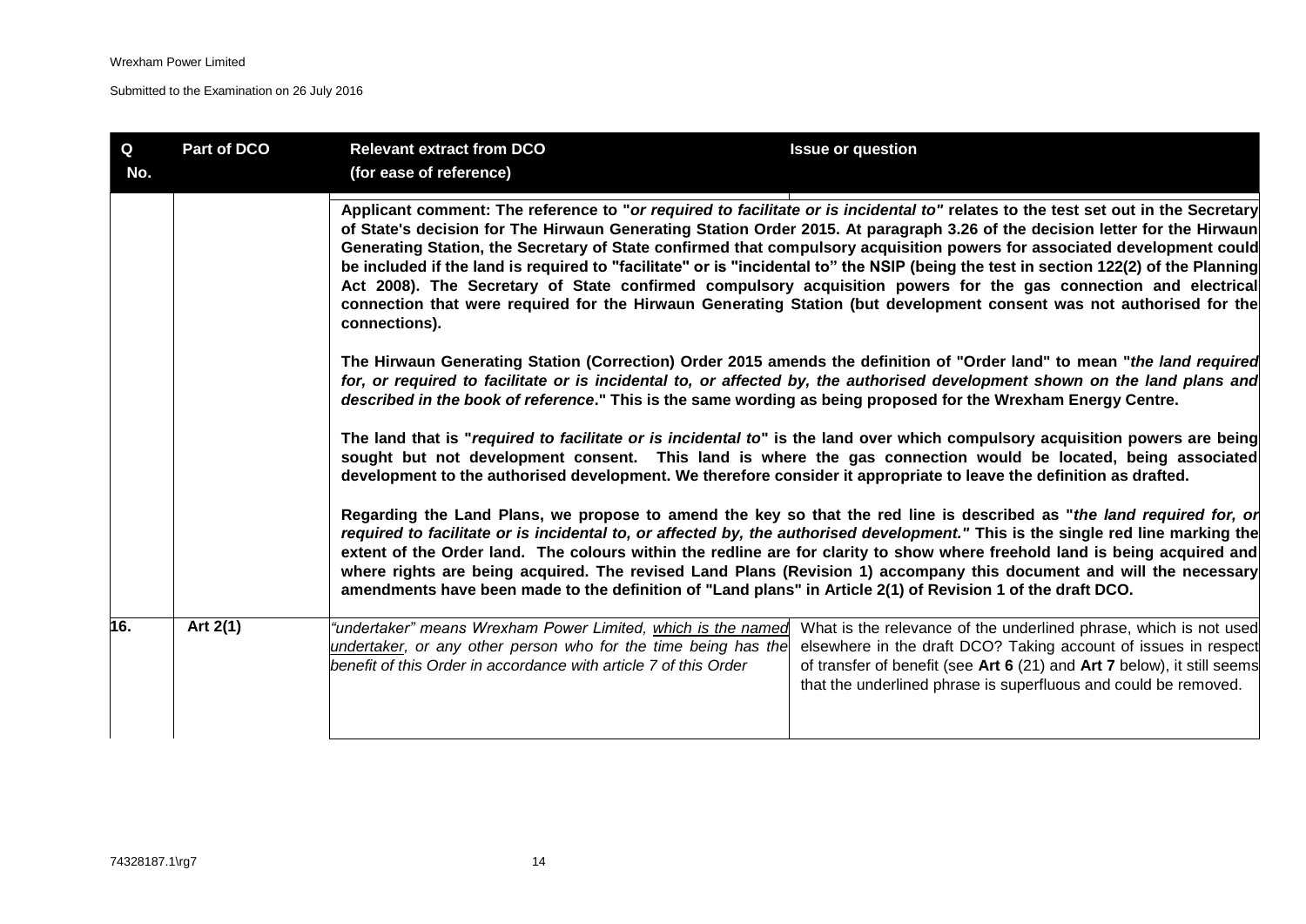| Q No. | Part of DCO | Relevant extract from DCO (for ease of reference) | Issue or question |
|---|---|---|---|
| | | **Applicant comment: The reference to "*or required to facilitate or is incidental to"* relates to the test set out in the Secretary of State's decision for The Hirwaun Generating Station Order 2015. At paragraph 3.26 of the decision letter for the Hirwaun Generating Station, the Secretary of State confirmed that compulsory acquisition powers for associated development could be included if the land is required to "facilitate" or is "incidental to" the NSIP (being the test in section 122(2) of the Planning Act 2008). The Secretary of State confirmed compulsory acquisition powers for the gas connection and electrical connection that were required for the Hirwaun Generating Station (but development consent was not authorised for the connections).**<br><br>**The Hirwaun Generating Station (Correction) Order 2015 amends the definition of "Order land" to mean "*the land required for, or required to facilitate or is incidental to, or affected by, the authorised development shown on the land plans and described in the book of reference*." This is the same wording as being proposed for the Wrexham Energy Centre.**<br><br>**The land that is "*required to facilitate or is incidental to*" is the land over which compulsory acquisition powers are being sought but not development consent. This land is where the gas connection would be located, being associated development to the authorised development. We therefore consider it appropriate to leave the definition as drafted.**<br><br>**Regarding the Land Plans, we propose to amend the key so that the red line is described as "*the land required for, or required to facilitate or is incidental to, or affected by, the authorised development."* This is the single red line marking the extent of the Order land. The colours within the redline are for clarity to show where freehold land is being acquired and where rights are being acquired. The revised Land Plans (Revision 1) accompany this document and will the necessary amendments have been made to the definition of "Land plans" in Article 2(1) of Revision 1 of the draft DCO.** | |
| **16.** | **Art 2(1)** | *"undertaker" means Wrexham Power Limited, <u>which is the named undertaker</u>, or any other person who for the time being has the benefit of this Order in accordance with article 7 of this Order* | What is the relevance of the underlined phrase, which is not used elsewhere in the draft DCO? Taking account of issues in respect of transfer of benefit (see **Art 6** (21) and **Art 7** below), it still seems that the underlined phrase is superfluous and could be removed. |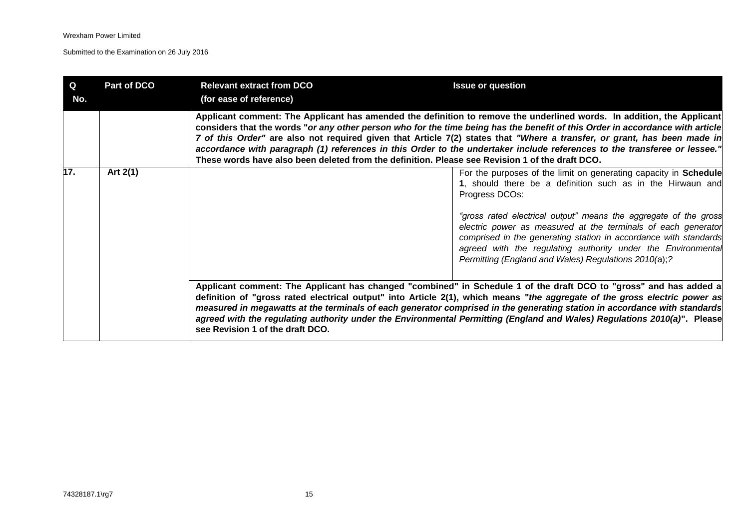| Q No. | Part of DCO | Relevant extract from DCO (for ease of reference) | Issue or question |
|---|---|---|---|
| | | **Applicant comment: The Applicant has amended the definition to remove the underlined words. In addition, the Applicant considers that the words "*or any other person who for the time being has the benefit of this Order in accordance with article 7 of this Order*" are also not required given that Article 7(2) states that *"Where a transfer, or grant, has been made in accordance with paragraph (1) references in this Order to the undertaker include references to the transferee or lessee."* These words have also been deleted from the definition. Please see Revision 1 of the draft DCO.** | |
| **17.** | **Art 2(1)** | | For the purposes of the limit on generating capacity in **Schedule 1**, should there be a definition such as in the Hirwaun and Progress DCOs:<br><br>*"gross rated electrical output" means the aggregate of the gross electric power as measured at the terminals of each generator comprised in the generating station in accordance with standards agreed with the regulating authority under the Environmental Permitting (England and Wales) Regulations 2010(*a);*?* |
| | | **Applicant comment: The Applicant has changed "combined" in Schedule 1 of the draft DCO to "gross" and has added a definition of "gross rated electrical output" into Article 2(1), which means "*the aggregate of the gross electric power as measured in megawatts at the terminals of each generator comprised in the generating station in accordance with standards agreed with the regulating authority under the Environmental Permitting (England and Wales) Regulations 2010(a)*". Please see Revision 1 of the draft DCO.** | |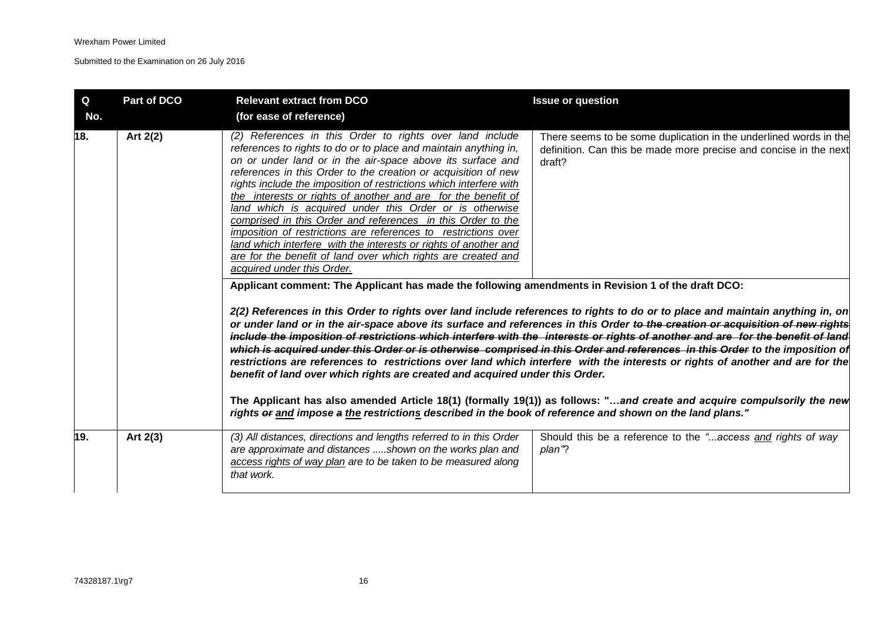| Q No. | Part of DCO | Relevant extract from DCO (for ease of reference) | Issue or question |
|---|---|---|---|
| 18. | Art 2(2) | *(2) References in this Order to rights over land include references to rights to do or to place and maintain anything in, on or under land or in the air-space above its surface and references in this Order to the creation or acquisition of new rights <u>include the imposition of restrictions which interfere with the interests or rights of another and are for the benefit of land which is acquired under this Order or is otherwise comprised in this Order and references in this Order to the imposition of restrictions are references to restrictions over land which interfere with the interests or rights of another and are for the benefit of land over which rights are created and acquired under this Order.</u>* | There seems to be some duplication in the underlined words in the definition. Can this be made more precise and concise in the next draft? |
| | | **Applicant comment: The Applicant has made the following amendments in Revision 1 of the draft DCO:**<br><br>***2(2) References in this Order to rights over land include references to rights to do or to place and maintain anything in, on or under land or in the air-space above its surface and references in this Order ~~to the creation or acquisition of new rights include the imposition of restrictions which interfere with the interests or rights of another and are for the benefit of land which is acquired under this Order or is otherwise comprised in this Order and references in this Order~~ to the imposition of restrictions are references to restrictions over land which interfere with the interests or rights of another and are for the benefit of land over which rights are created and acquired under this Order.***<br><br>**The Applicant has also amended Article 18(1) (formally 19(1)) as follows: "*…and create and acquire compulsorily the new rights ~~or~~ <u>and</u> impose ~~a~~ <u>the</u> restriction<u>s</u> described in the book of reference and shown on the land plans.*"** | |
| 19. | Art 2(3) | *(3) All distances, directions and lengths referred to in this Order are approximate and distances .....shown on the works plan and <u>access rights of way plan</u> are to be taken to be measured along that work.* | Should this be a reference to the *"...access <u>and</u> rights of way plan"*? |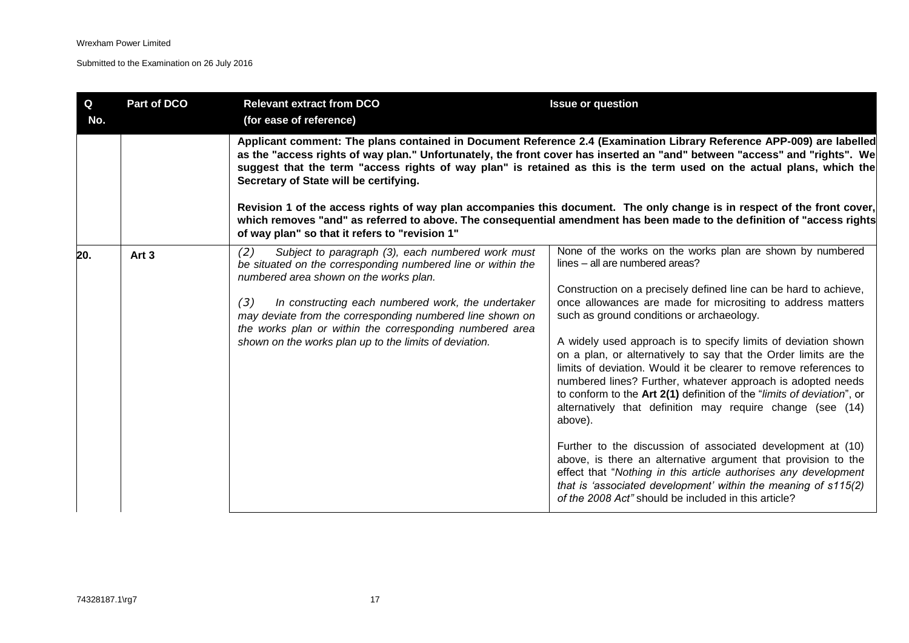| Q No. | Part of DCO | Relevant extract from DCO (for ease of reference) | Issue or question |
|---|---|---|---|
| | | **Applicant comment: The plans contained in Document Reference 2.4 (Examination Library Reference APP-009) are labelled as the "access rights of way plan." Unfortunately, the front cover has inserted an "and" between "access" and "rights". We suggest that the term "access rights of way plan" is retained as this is the term used on the actual plans, which the Secretary of State will be certifying.**<br><br>**Revision 1 of the access rights of way plan accompanies this document. The only change is in respect of the front cover, which removes "and" as referred to above. The consequential amendment has been made to the definition of "access rights of way plan" so that it refers to "revision 1"** | |
| 20. | Art 3 | *(2) Subject to paragraph (3), each numbered work must be situated on the corresponding numbered line or within the numbered area shown on the works plan.*<br><br>*(3) In constructing each numbered work, the undertaker may deviate from the corresponding numbered line shown on the works plan or within the corresponding numbered area shown on the works plan up to the limits of deviation.* | None of the works on the works plan are shown by numbered lines – all are numbered areas?<br><br>Construction on a precisely defined line can be hard to achieve, once allowances are made for micrositing to address matters such as ground conditions or archaeology.<br><br>A widely used approach is to specify limits of deviation shown on a plan, or alternatively to say that the Order limits are the limits of deviation. Would it be clearer to remove references to numbered lines? Further, whatever approach is adopted needs to conform to the **Art 2(1)** definition of the "*limits of deviation*", or alternatively that definition may require change (see (14) above).<br><br>Further to the discussion of associated development at (10) above, is there an alternative argument that provision to the effect that "*Nothing in this article authorises any development that is 'associated development' within the meaning of s115(2) of the 2008 Act"* should be included in this article? |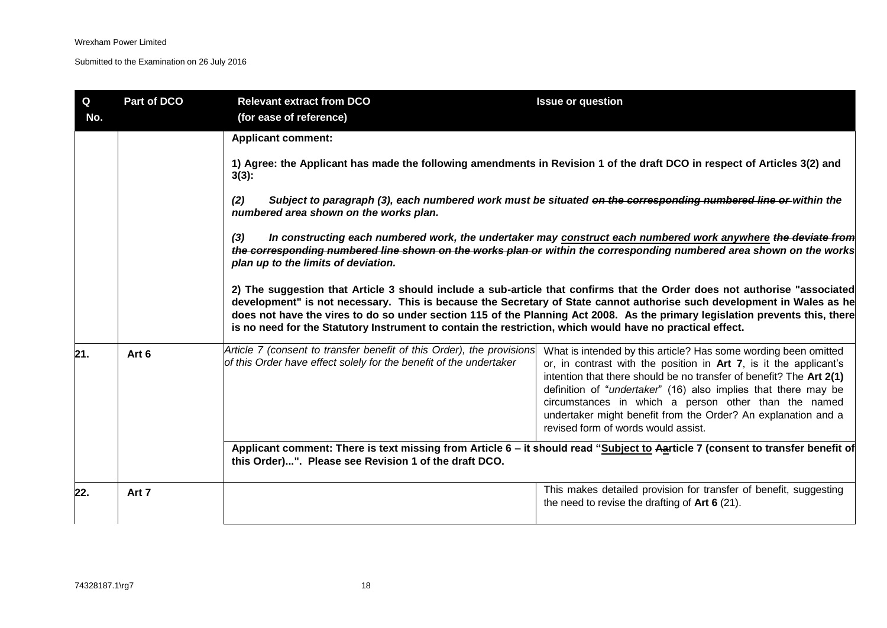| Q No. | Part of DCO | Relevant extract from DCO (for ease of reference) | Issue or question |
|---|---|---|---|
| | | **Applicant comment:**<br><br>**1) Agree: the Applicant has made the following amendments in Revision 1 of the draft DCO in respect of Articles 3(2) and 3(3):**<br><br>***(2) Subject to paragraph (3), each numbered work must be situated ~~on the corresponding numbered line or~~ within the numbered area shown on the works plan.***<br><br>***(3) In constructing each numbered work, the undertaker may construct each numbered work anywhere ~~the deviate from the corresponding numbered line shown on the works plan or~~ within the corresponding numbered area shown on the works plan up to the limits of deviation.***<br><br>**2) The suggestion that Article 3 should include a sub-article that confirms that the Order does not authorise "associated development" is not necessary. This is because the Secretary of State cannot authorise such development in Wales as he does not have the vires to do so under section 115 of the Planning Act 2008. As the primary legislation prevents this, there is no need for the Statutory Instrument to contain the restriction, which would have no practical effect.** | |
| **21.** | **Art 6** | *Article 7 (consent to transfer benefit of this Order), the provisions of this Order have effect solely for the benefit of the undertaker* | What is intended by this article? Has some wording been omitted or, in contrast with the position in **Art 7**, is it the applicant's intention that there should be no transfer of benefit? The **Art 2(1)** definition of "*undertaker*" (16) also implies that there may be circumstances in which a person other than the named undertaker might benefit from the Order? An explanation and a revised form of words would assist. |
| | | **Applicant comment: There is text missing from Article 6 – it should read "Subject to ~~A~~article 7 (consent to transfer benefit of this Order)...". Please see Revision 1 of the draft DCO.** | |
| **22.** | **Art 7** | | This makes detailed provision for transfer of benefit, suggesting the need to revise the drafting of **Art 6** (21). |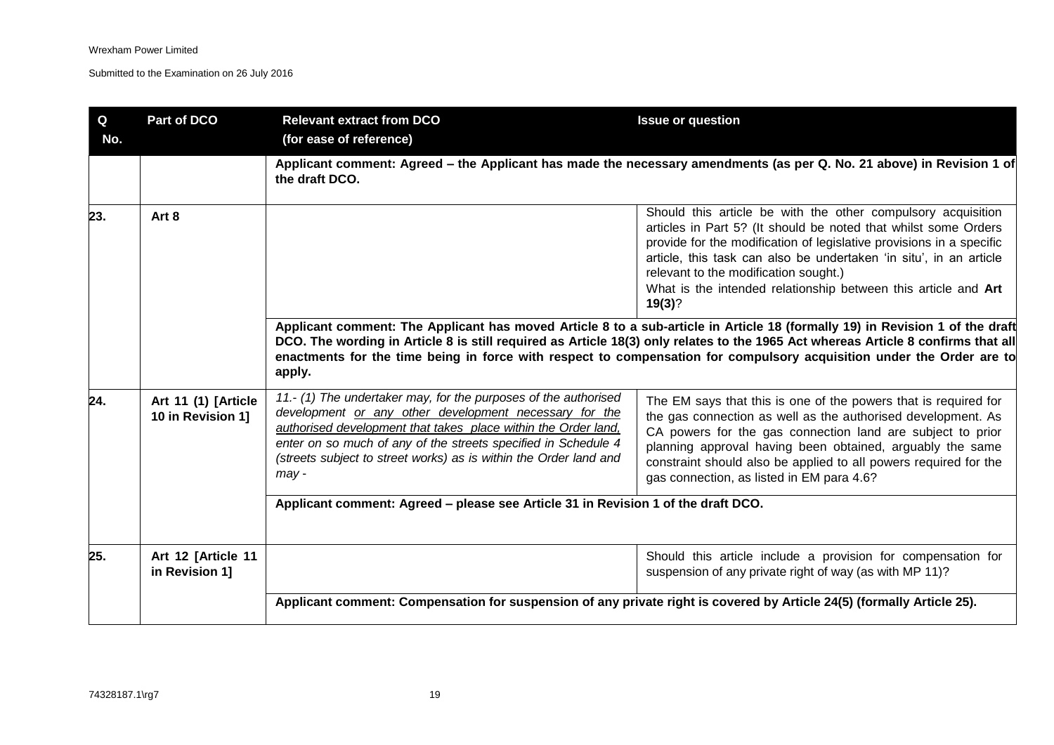| Q No. | Part of DCO | Relevant extract from DCO (for ease of reference) | Issue or question |
|---|---|---|---|
| | | **Applicant comment: Agreed – the Applicant has made the necessary amendments (as per Q. No. 21 above) in Revision 1 of the draft DCO.** | |
| **23.** | **Art 8** | | Should this article be with the other compulsory acquisition articles in Part 5? (It should be noted that whilst some Orders provide for the modification of legislative provisions in a specific article, this task can also be undertaken 'in situ', in an article relevant to the modification sought.) What is the intended relationship between this article and **Art 19(3)**? |
| | | **Applicant comment: The Applicant has moved Article 8 to a sub-article in Article 18 (formally 19) in Revision 1 of the draft DCO. The wording in Article 8 is still required as Article 18(3) only relates to the 1965 Act whereas Article 8 confirms that all enactments for the time being in force with respect to compensation for compulsory acquisition under the Order are to apply.** | |
| **24.** | **Art 11 (1) [Article 10 in Revision 1]** | *11.- (1) The undertaker may, for the purposes of the authorised development <u>or any other development necessary for the authorised development that takes place within the Order land,</u> enter on so much of any of the streets specified in Schedule 4 (streets subject to street works) as is within the Order land and may -* | The EM says that this is one of the powers that is required for the gas connection as well as the authorised development. As CA powers for the gas connection land are subject to prior planning approval having been obtained, arguably the same constraint should also be applied to all powers required for the gas connection, as listed in EM para 4.6? |
| | | **Applicant comment: Agreed – please see Article 31 in Revision 1 of the draft DCO.** | |
| **25.** | **Art 12 [Article 11 in Revision 1]** | | Should this article include a provision for compensation for suspension of any private right of way (as with MP 11)? |
| | | **Applicant comment: Compensation for suspension of any private right is covered by Article 24(5) (formally Article 25).** | |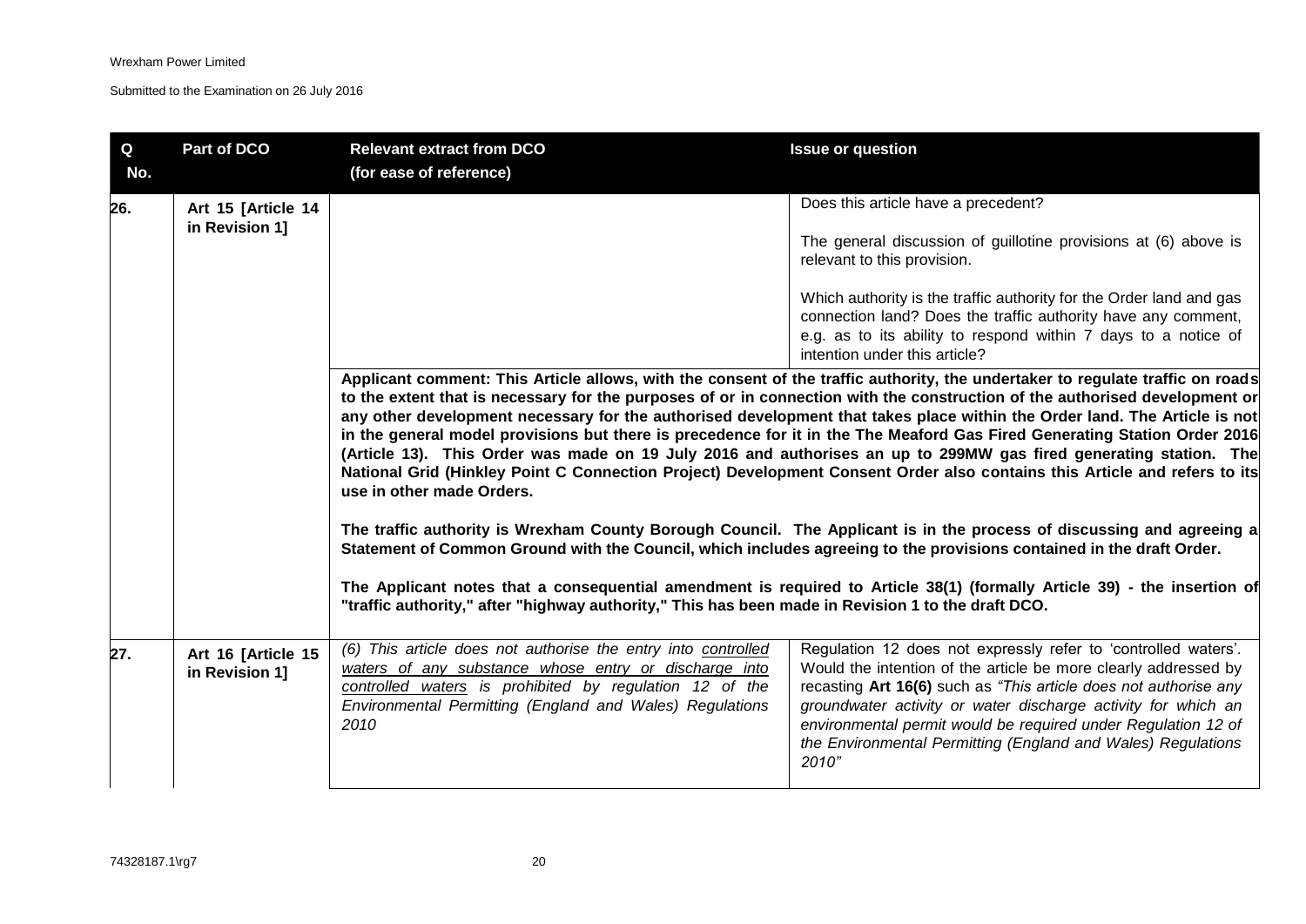| Q No. | Part of DCO | Relevant extract from DCO (for ease of reference) | Issue or question |
|---|---|---|---|
| 26. | Art 15 [Article 14 in Revision 1] | | Does this article have a precedent?<br><br>The general discussion of guillotine provisions at (6) above is relevant to this provision.<br><br>Which authority is the traffic authority for the Order land and gas connection land? Does the traffic authority have any comment, e.g. as to its ability to respond within 7 days to a notice of intention under this article? |
| | | **Applicant comment: This Article allows, with the consent of the traffic authority, the undertaker to regulate traffic on roads to the extent that is necessary for the purposes of or in connection with the construction of the authorised development or any other development necessary for the authorised development that takes place within the Order land. The Article is not in the general model provisions but there is precedence for it in the The Meaford Gas Fired Generating Station Order 2016 (Article 13). This Order was made on 19 July 2016 and authorises an up to 299MW gas fired generating station. The National Grid (Hinkley Point C Connection Project) Development Consent Order also contains this Article and refers to its use in other made Orders.**<br><br>**The traffic authority is Wrexham County Borough Council. The Applicant is in the process of discussing and agreeing a Statement of Common Ground with the Council, which includes agreeing to the provisions contained in the draft Order.**<br><br>**The Applicant notes that a consequential amendment is required to Article 38(1) (formally Article 39) - the insertion of "traffic authority," after "highway authority," This has been made in Revision 1 to the draft DCO.** | |
| 27. | Art 16 [Article 15 in Revision 1] | *(6) This article does not authorise the entry into <u>controlled waters</u> of any substance whose entry or discharge into <u>controlled waters</u> is prohibited by regulation 12 of the Environmental Permitting (England and Wales) Regulations 2010* | Regulation 12 does not expressly refer to 'controlled waters'. Would the intention of the article be more clearly addressed by recasting **Art 16(6)** such as *"This article does not authorise any groundwater activity or water discharge activity for which an environmental permit would be required under Regulation 12 of the Environmental Permitting (England and Wales) Regulations 2010"* |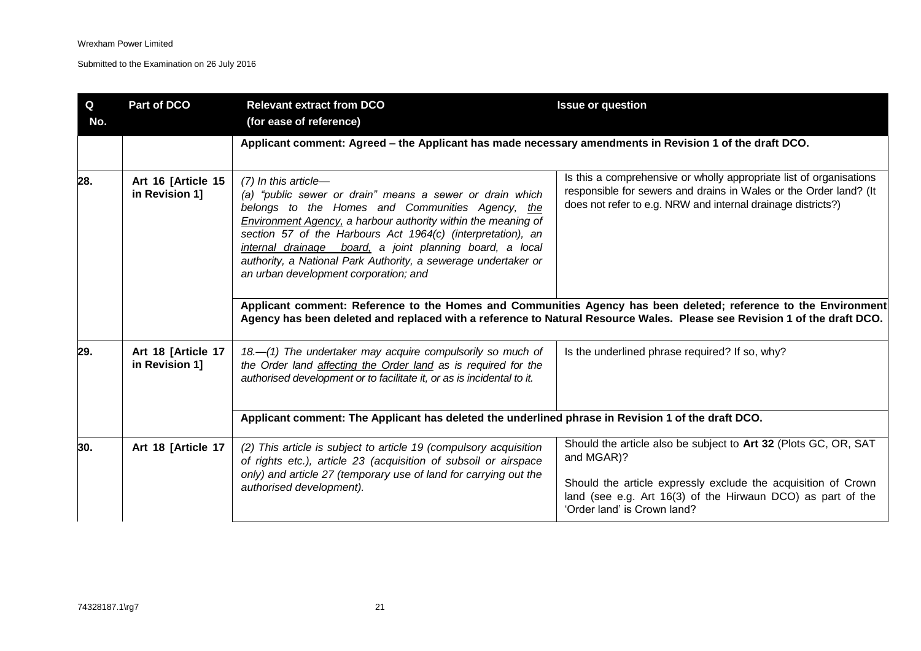| Q No. | Part of DCO | Relevant extract from DCO (for ease of reference) | Issue or question |
|---|---|---|---|
| | | **Applicant comment: Agreed – the Applicant has made necessary amendments in Revision 1 of the draft DCO.** | |
| **28.** | **Art 16 [Article 15 in Revision 1]** | *(7) In this article— (a) "public sewer or drain" means a sewer or drain which belongs to the Homes and Communities Agency, the Environment Agency, a harbour authority within the meaning of section 57 of the Harbours Act 1964(c) (interpretation), an internal drainage board, a joint planning board, a local authority, a National Park Authority, a sewerage undertaker or an urban development corporation; and* | Is this a comprehensive or wholly appropriate list of organisations responsible for sewers and drains in Wales or the Order land? (It does not refer to e.g. NRW and internal drainage districts?) |
| | | **Applicant comment: Reference to the Homes and Communities Agency has been deleted; reference to the Environment Agency has been deleted and replaced with a reference to Natural Resource Wales. Please see Revision 1 of the draft DCO.** | |
| **29.** | **Art 18 [Article 17 in Revision 1]** | *18.—(1) The undertaker may acquire compulsorily so much of the Order land affecting the Order land as is required for the authorised development or to facilitate it, or as is incidental to it.* | Is the underlined phrase required? If so, why? |
| | | **Applicant comment: The Applicant has deleted the underlined phrase in Revision 1 of the draft DCO.** | |
| **30.** | **Art 18 [Article 17** | *(2) This article is subject to article 19 (compulsory acquisition of rights etc.), article 23 (acquisition of subsoil or airspace only) and article 27 (temporary use of land for carrying out the authorised development).* | Should the article also be subject to **Art 32** (Plots GC, OR, SAT and MGAR)?<br><br>Should the article expressly exclude the acquisition of Crown land (see e.g. Art 16(3) of the Hirwaun DCO) as part of the 'Order land' is Crown land? |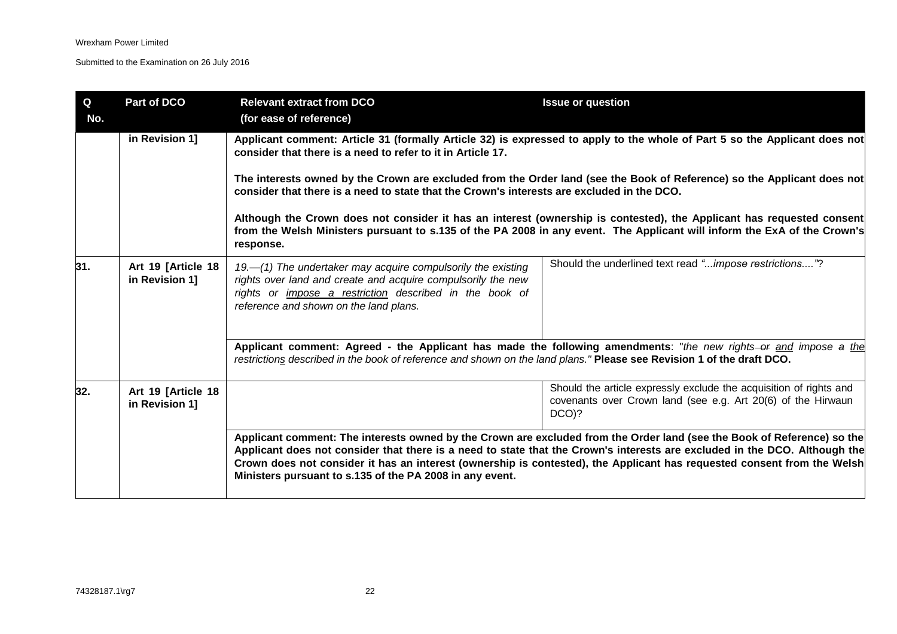| Q No. | Part of DCO | Relevant extract from DCO (for ease of reference) | Issue or question |
| --- | --- | --- | --- |
| | in Revision 1] | **Applicant comment: Article 31 (formally Article 32) is expressed to apply to the whole of Part 5 so the Applicant does not consider that there is a need to refer to it in Article 17.** **The interests owned by the Crown are excluded from the Order land (see the Book of Reference) so the Applicant does not consider that there is a need to state that the Crown's interests are excluded in the DCO.** **Although the Crown does not consider it has an interest (ownership is contested), the Applicant has requested consent from the Welsh Ministers pursuant to s.135 of the PA 2008 in any event. The Applicant will inform the ExA of the Crown's response.** | |
| 31. | Art 19 [Article 18 in Revision 1] | *19.—(1) The undertaker may acquire compulsorily the existing rights over land and create and acquire compulsorily the new rights or impose a restriction described in the book of reference and shown on the land plans.* | Should the underlined text read *"...impose restrictions...."*? |
| | | **Applicant comment: Agreed - the Applicant has made the following amendments**: "*the new rights ~~or~~ and impose ~~a~~ the restrictions described in the book of reference and shown on the land plans.*" **Please see Revision 1 of the draft DCO.** | |
| 32. | Art 19 [Article 18 in Revision 1] | | Should the article expressly exclude the acquisition of rights and covenants over Crown land (see e.g. Art 20(6) of the Hirwaun DCO)? |
| | | **Applicant comment: The interests owned by the Crown are excluded from the Order land (see the Book of Reference) so the Applicant does not consider that there is a need to state that the Crown's interests are excluded in the DCO. Although the Crown does not consider it has an interest (ownership is contested), the Applicant has requested consent from the Welsh Ministers pursuant to s.135 of the PA 2008 in any event.** | |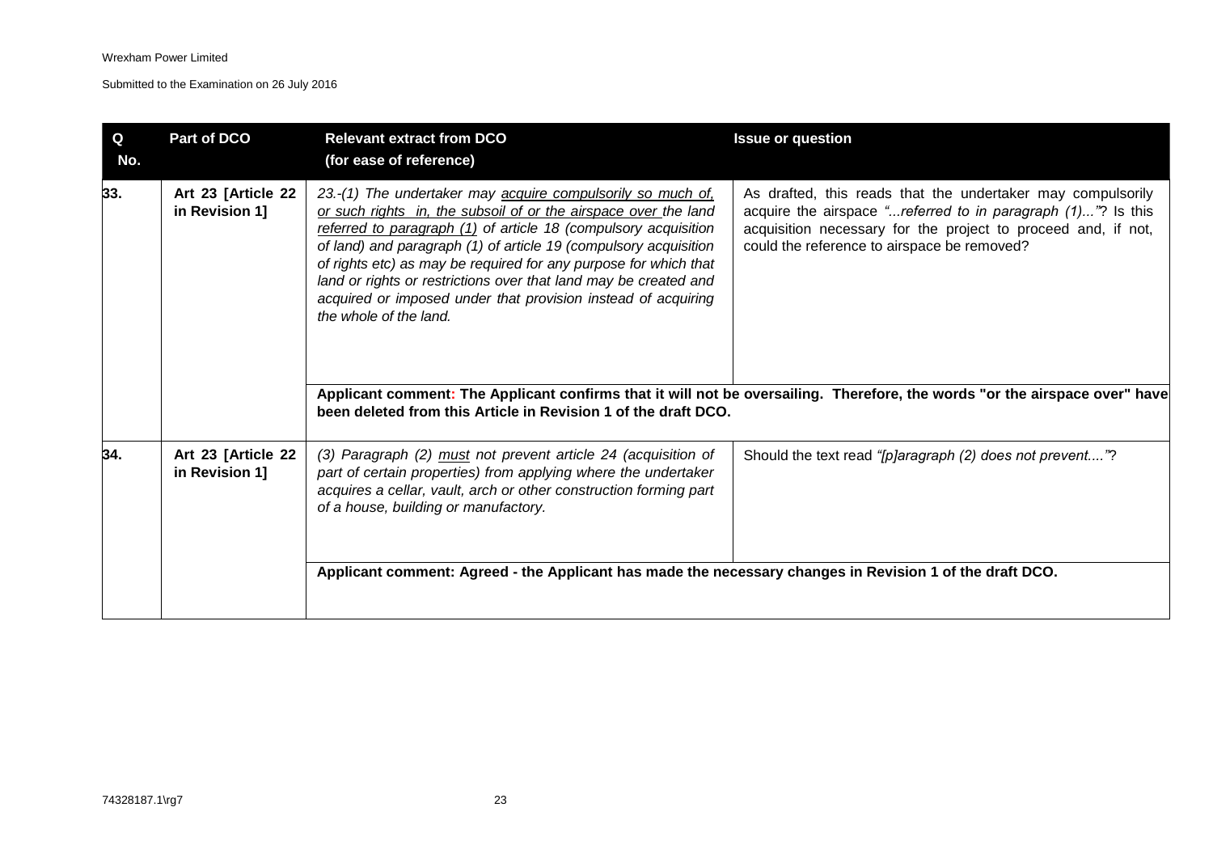| Q No. | Part of DCO | Relevant extract from DCO (for ease of reference) | Issue or question |
|---|---|---|---|
| 33. | Art 23 [Article 22 in Revision 1] | *23.-(1) The undertaker may acquire compulsorily so much of, or such rights in, the subsoil of or the airspace over the land referred to paragraph (1) of article 18 (compulsory acquisition of land) and paragraph (1) of article 19 (compulsory acquisition of rights etc) as may be required for any purpose for which that land or rights or restrictions over that land may be created and acquired or imposed under that provision instead of acquiring the whole of the land.* | As drafted, this reads that the undertaker may compulsorily acquire the airspace *"...referred to in paragraph (1)..."*? Is this acquisition necessary for the project to proceed and, if not, could the reference to airspace be removed? |
| | | **Applicant comment: The Applicant confirms that it will not be oversailing. Therefore, the words "or the airspace over" have been deleted from this Article in Revision 1 of the draft DCO.** | |
| 34. | Art 23 [Article 22 in Revision 1] | *(3) Paragraph (2) must not prevent article 24 (acquisition of part of certain properties) from applying where the undertaker acquires a cellar, vault, arch or other construction forming part of a house, building or manufactory.* | Should the text read *"[p]aragraph (2) does not prevent...."*? |
| | | **Applicant comment: Agreed - the Applicant has made the necessary changes in Revision 1 of the draft DCO.** | |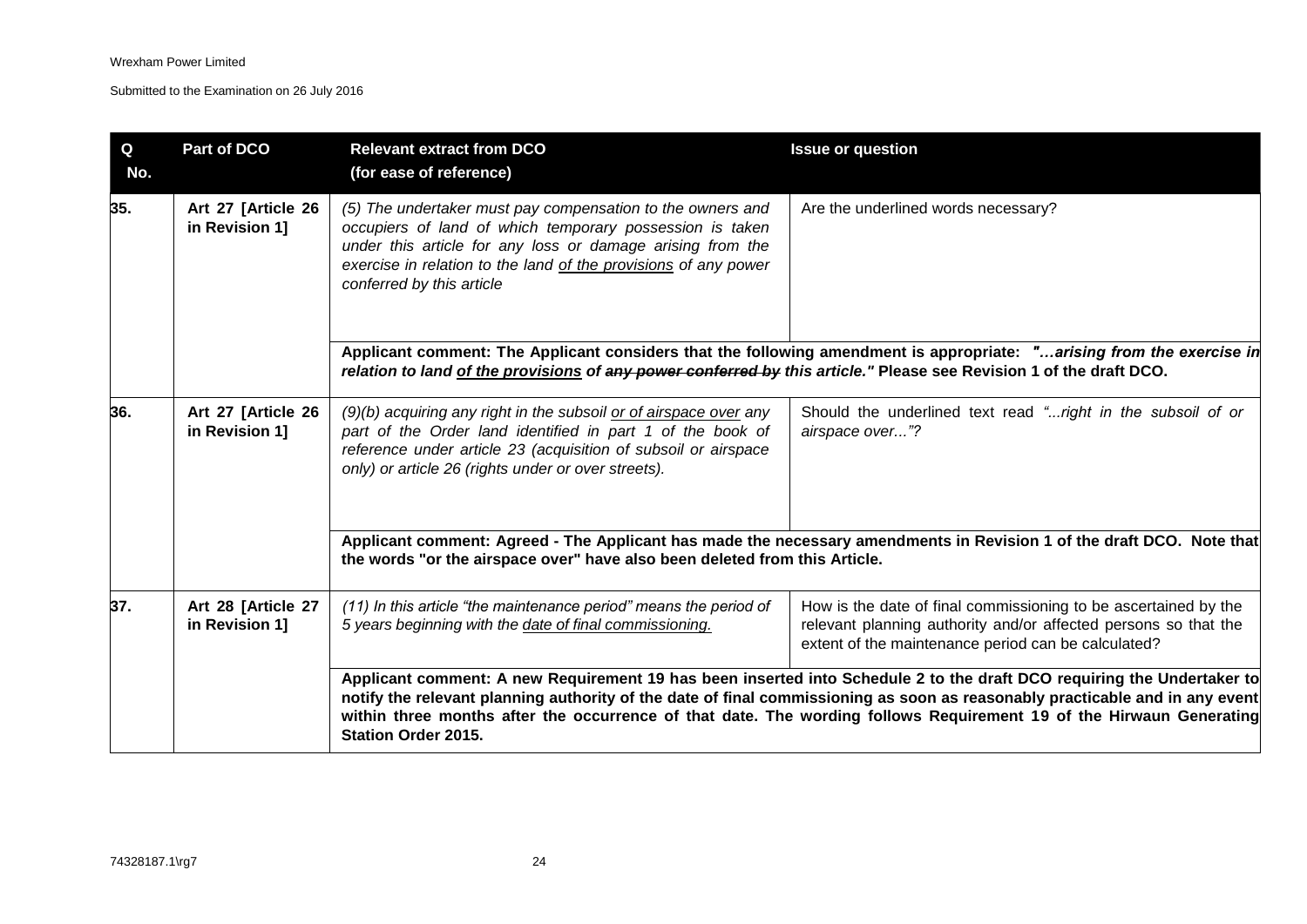| Q No. | Part of DCO | Relevant extract from DCO (for ease of reference) | Issue or question |
|---|---|---|---|
| 35. | Art 27 [Article 26 in Revision 1] | *(5) The undertaker must pay compensation to the owners and occupiers of land of which temporary possession is taken under this article for any loss or damage arising from the exercise in relation to the land <u>of the provisions</u> of any power conferred by this article* | Are the underlined words necessary? |
| | | **Applicant comment: The Applicant considers that the following amendment is appropriate: *"…arising from the exercise in relation to land <u>of the provisions</u> of ~~any power conferred by~~ this article."* Please see Revision 1 of the draft DCO.** | |
| 36. | Art 27 [Article 26 in Revision 1] | *(9)(b) acquiring any right in the subsoil <u>or of airspace over</u> any part of the Order land identified in part 1 of the book of reference under article 23 (acquisition of subsoil or airspace only) or article 26 (rights under or over streets).* | Should the underlined text read *"...right in the subsoil of or airspace over..."*? |
| | | **Applicant comment: Agreed - The Applicant has made the necessary amendments in Revision 1 of the draft DCO. Note that the words "or the airspace over" have also been deleted from this Article.** | |
| 37. | Art 28 [Article 27 in Revision 1] | *(11) In this article "the maintenance period" means the period of 5 years beginning with the <u>date of final commissioning.</u>* | How is the date of final commissioning to be ascertained by the relevant planning authority and/or affected persons so that the extent of the maintenance period can be calculated? |
| | | **Applicant comment: A new Requirement 19 has been inserted into Schedule 2 to the draft DCO requiring the Undertaker to notify the relevant planning authority of the date of final commissioning as soon as reasonably practicable and in any event within three months after the occurrence of that date. The wording follows Requirement 19 of the Hirwaun Generating Station Order 2015.** | |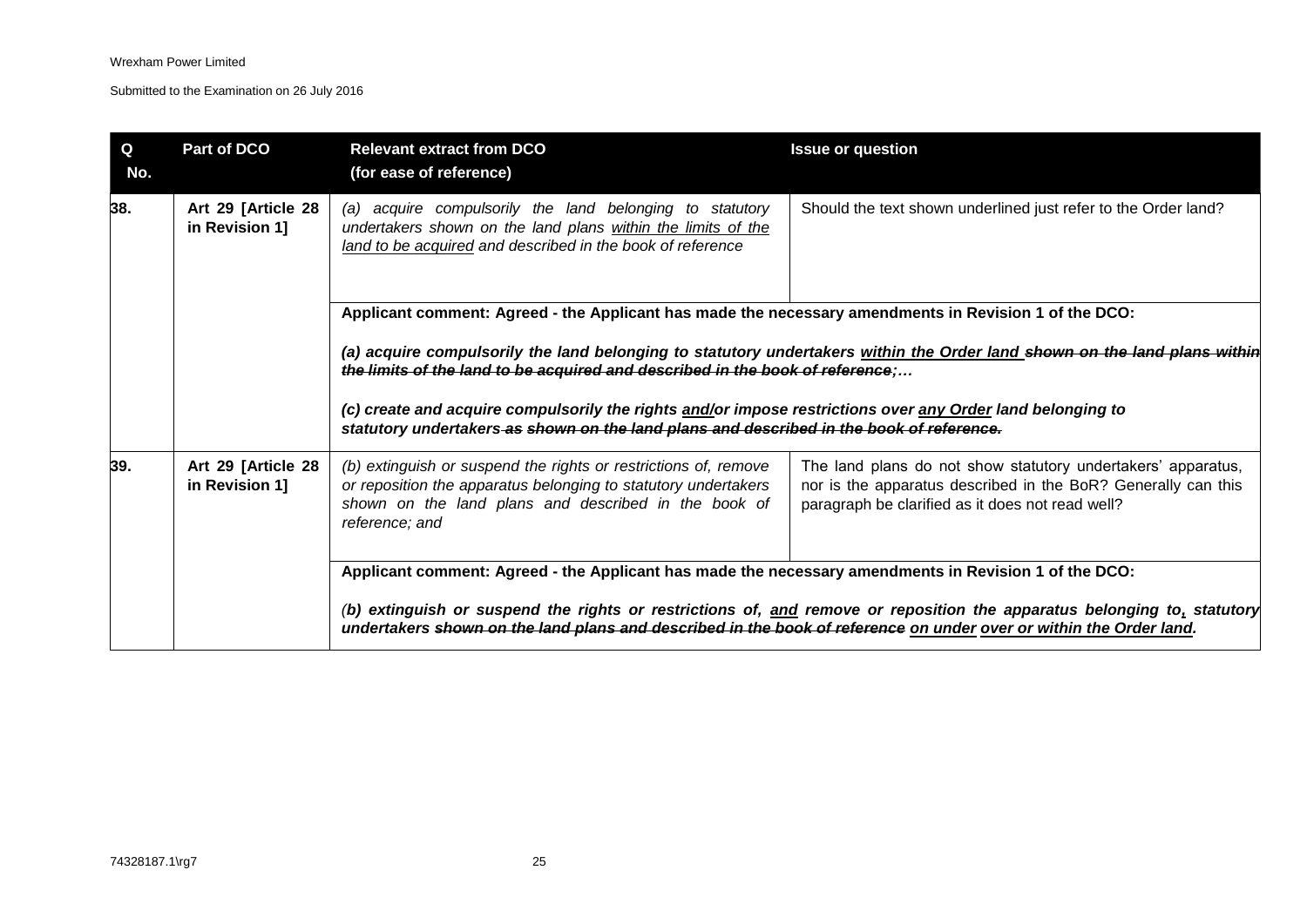| Q No. | Part of DCO | Relevant extract from DCO (for ease of reference) | Issue or question |
|---|---|---|---|
| 38. | Art 29 [Article 28 in Revision 1] | *(a) acquire compulsorily the land belonging to statutory undertakers shown on the land plans <u>within the limits of the land to be acquired</u> and described in the book of reference* | Should the text shown underlined just refer to the Order land? |
| | | **Applicant comment: Agreed - the Applicant has made the necessary amendments in Revision 1 of the DCO:**<br><br>***(a) acquire compulsorily the land belonging to statutory undertakers <u>within the Order land</u> ~~shown on the land plans within the limits of the land to be acquired and described in the book of reference~~;…***<br><br>***(c) create and acquire compulsorily the rights <u>and/</u>or impose restrictions over <u>any Order</u> land belonging to statutory undertakers ~~as shown on the land plans and described in the book of reference.~~*** | |
| 39. | Art 29 [Article 28 in Revision 1] | *(b) extinguish or suspend the rights or restrictions of, remove or reposition the apparatus belonging to statutory undertakers shown on the land plans and described in the book of reference; and* | The land plans do not show statutory undertakers' apparatus, nor is the apparatus described in the BoR? Generally can this paragraph be clarified as it does not read well? |
| | | **Applicant comment: Agreed - the Applicant has made the necessary amendments in Revision 1 of the DCO:**<br><br>*(**b) extinguish or suspend the rights or restrictions of, <u>and</u> remove or reposition the apparatus belonging to<u>,</u> statutory undertakers ~~shown on the land plans and described in the book of reference~~ <u>on under over or within the Order land</u>.*** | |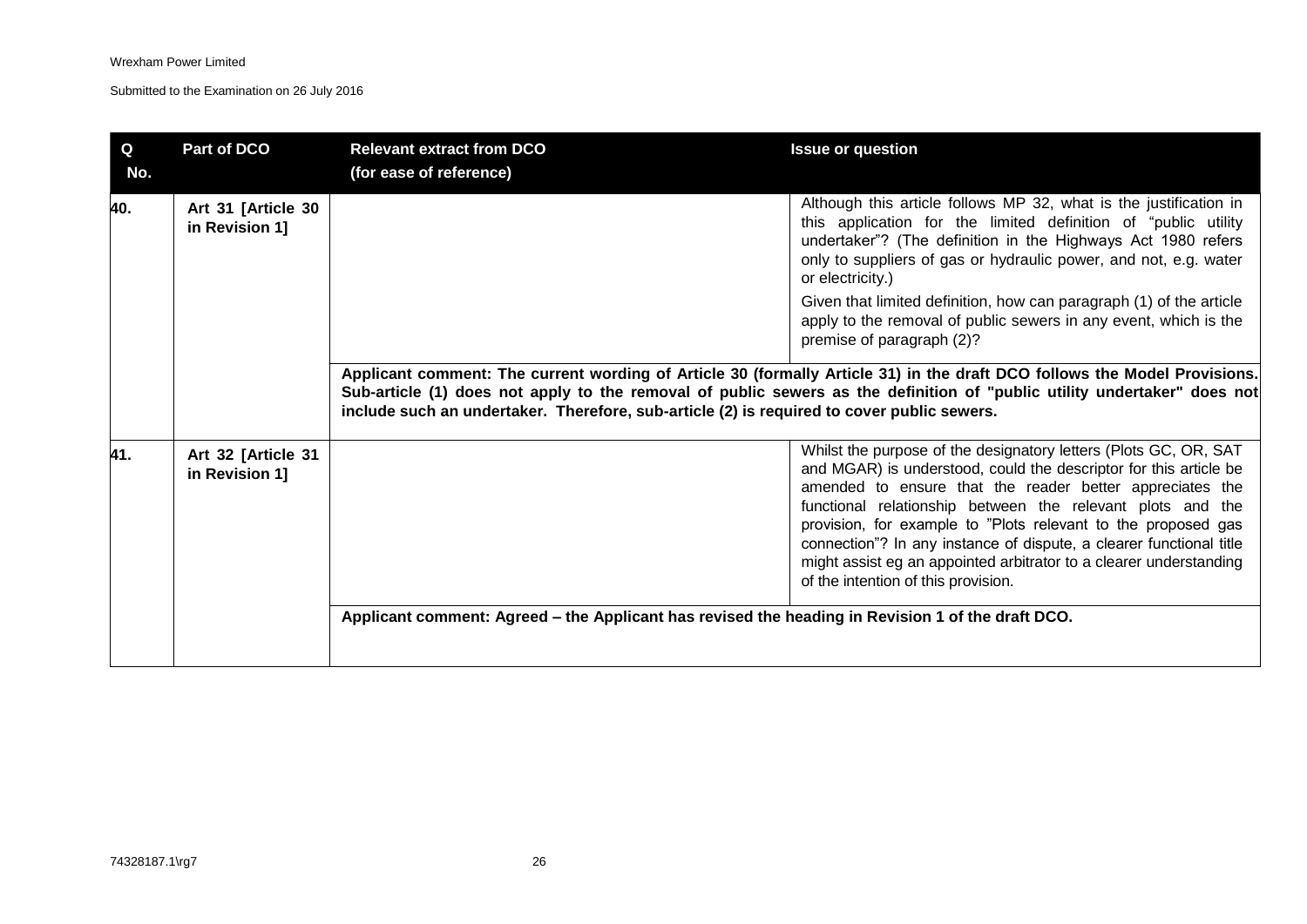| Q No. | Part of DCO | Relevant extract from DCO (for ease of reference) | Issue or question |
|---|---|---|---|
| 40. | Art 31 [Article 30 in Revision 1] | | Although this article follows MP 32, what is the justification in this application for the limited definition of "public utility undertaker"? (The definition in the Highways Act 1980 refers only to suppliers of gas or hydraulic power, and not, e.g. water or electricity.)<br><br>Given that limited definition, how can paragraph (1) of the article apply to the removal of public sewers in any event, which is the premise of paragraph (2)? |
| | | **Applicant comment: The current wording of Article 30 (formally Article 31) in the draft DCO follows the Model Provisions. Sub-article (1) does not apply to the removal of public sewers as the definition of "public utility undertaker" does not include such an undertaker. Therefore, sub-article (2) is required to cover public sewers.** | |
| 41. | Art 32 [Article 31 in Revision 1] | | Whilst the purpose of the designatory letters (Plots GC, OR, SAT and MGAR) is understood, could the descriptor for this article be amended to ensure that the reader better appreciates the functional relationship between the relevant plots and the provision, for example to "Plots relevant to the proposed gas connection"? In any instance of dispute, a clearer functional title might assist eg an appointed arbitrator to a clearer understanding of the intention of this provision. |
| | | **Applicant comment: Agreed – the Applicant has revised the heading in Revision 1 of the draft DCO.** | |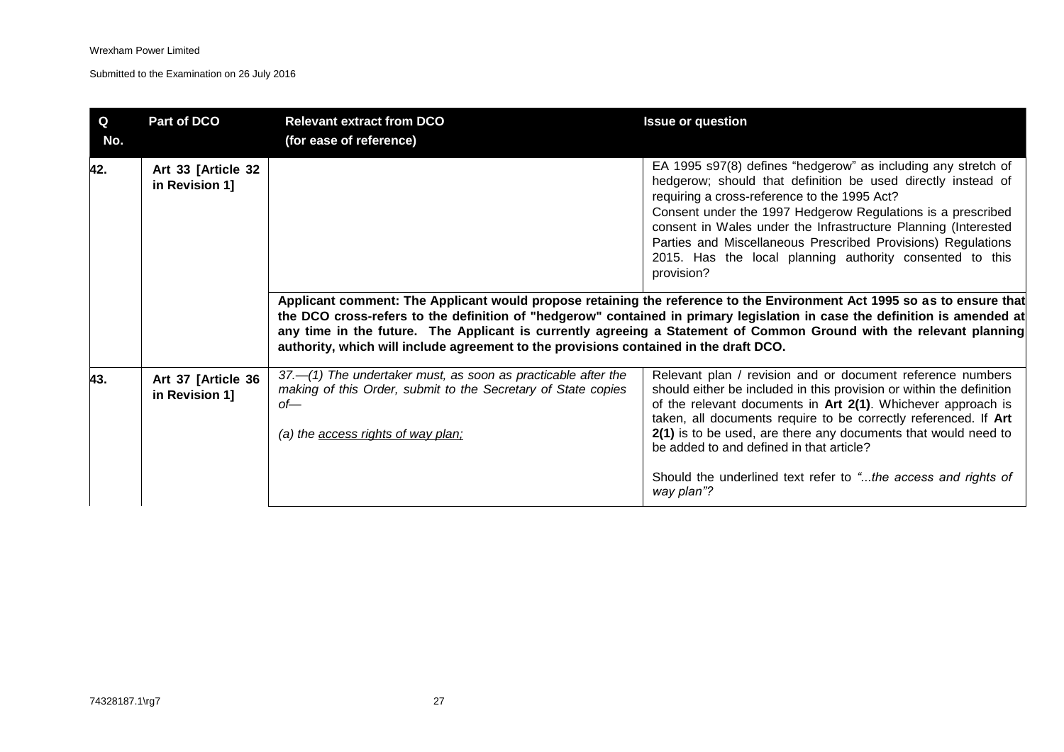Wrexham Power Limited

Submitted to the Examination on 26 July 2016

| Q No. | Part of DCO | Relevant extract from DCO (for ease of reference) | Issue or question |
| --- | --- | --- | --- |
| 42. | Art 33 [Article 32 in Revision 1] | | EA 1995 s97(8) defines "hedgerow" as including any stretch of hedgerow; should that definition be used directly instead of requiring a cross-reference to the 1995 Act?<br>Consent under the 1997 Hedgerow Regulations is a prescribed consent in Wales under the Infrastructure Planning (Interested Parties and Miscellaneous Prescribed Provisions) Regulations 2015. Has the local planning authority consented to this provision? |
| | | **Applicant comment: The Applicant would propose retaining the reference to the Environment Act 1995 so as to ensure that the DCO cross-refers to the definition of "hedgerow" contained in primary legislation in case the definition is amended at any time in the future. The Applicant is currently agreeing a Statement of Common Ground with the relevant planning authority, which will include agreement to the provisions contained in the draft DCO.** | |
| 43. | Art 37 [Article 36 in Revision 1] | *37.—(1) The undertaker must, as soon as practicable after the making of this Order, submit to the Secretary of State copies of—*<br><br>*(a) the <u>access rights of way plan;</u>* | Relevant plan / revision and or document reference numbers should either be included in this provision or within the definition of the relevant documents in **Art 2(1)**. Whichever approach is taken, all documents require to be correctly referenced. If **Art 2(1)** is to be used, are there any documents that would need to be added to and defined in that article?<br><br>Should the underlined text refer to *"...the access and rights of way plan"?* |

74328187.1\rg7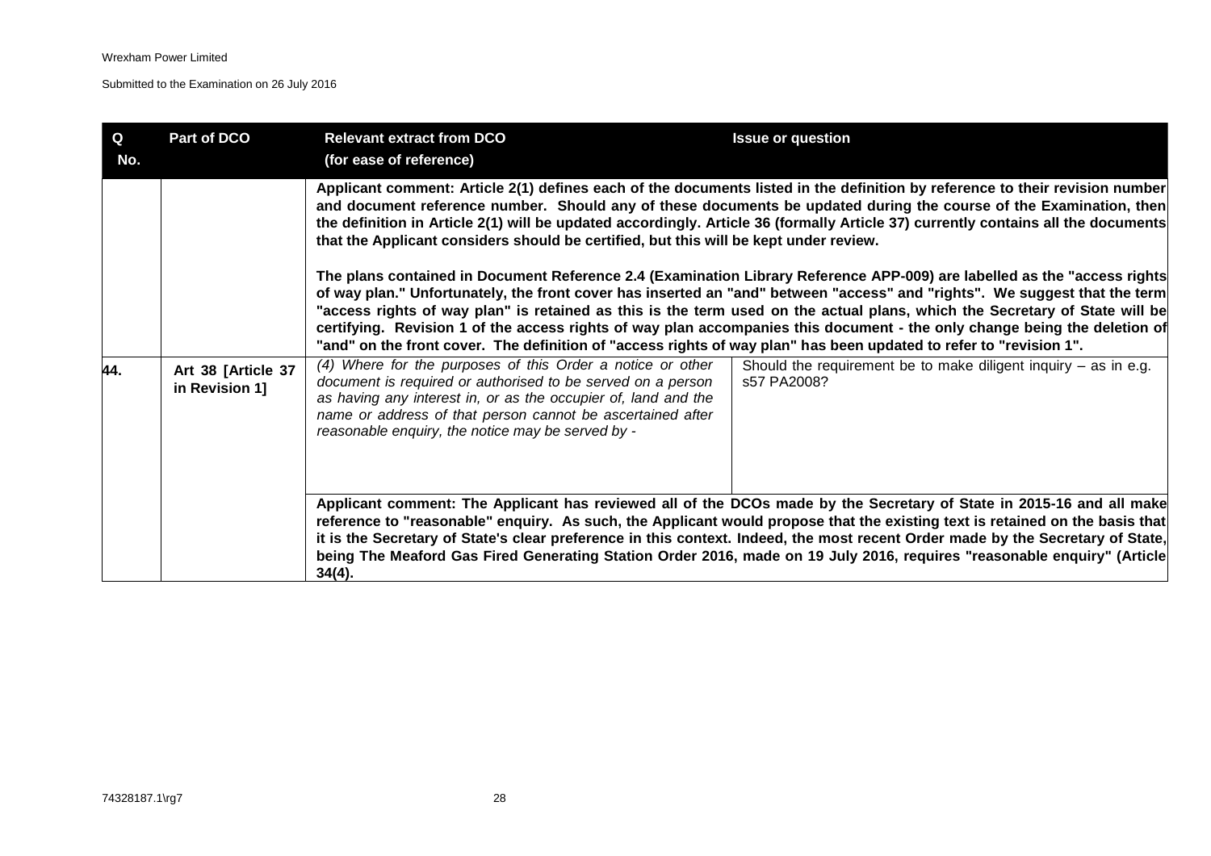| Q No. | Part of DCO | Relevant extract from DCO (for ease of reference) | Issue or question |
|---|---|---|---|
| | | **Applicant comment: Article 2(1) defines each of the documents listed in the definition by reference to their revision number and document reference number. Should any of these documents be updated during the course of the Examination, then the definition in Article 2(1) will be updated accordingly. Article 36 (formally Article 37) currently contains all the documents that the Applicant considers should be certified, but this will be kept under review.**<br><br>**The plans contained in Document Reference 2.4 (Examination Library Reference APP-009) are labelled as the "access rights of way plan." Unfortunately, the front cover has inserted an "and" between "access" and "rights". We suggest that the term "access rights of way plan" is retained as this is the term used on the actual plans, which the Secretary of State will be certifying. Revision 1 of the access rights of way plan accompanies this document - the only change being the deletion of "and" on the front cover. The definition of "access rights of way plan" has been updated to refer to "revision 1".** | |
| **44.** | **Art 38 [Article 37 in Revision 1]** | *(4) Where for the purposes of this Order a notice or other document is required or authorised to be served on a person as having any interest in, or as the occupier of, land and the name or address of that person cannot be ascertained after reasonable enquiry, the notice may be served by -* | Should the requirement be to make diligent inquiry – as in e.g. s57 PA2008? |
| | | **Applicant comment: The Applicant has reviewed all of the DCOs made by the Secretary of State in 2015-16 and all make reference to "reasonable" enquiry. As such, the Applicant would propose that the existing text is retained on the basis that it is the Secretary of State's clear preference in this context. Indeed, the most recent Order made by the Secretary of State, being The Meaford Gas Fired Generating Station Order 2016, made on 19 July 2016, requires "reasonable enquiry" (Article 34(4).** | |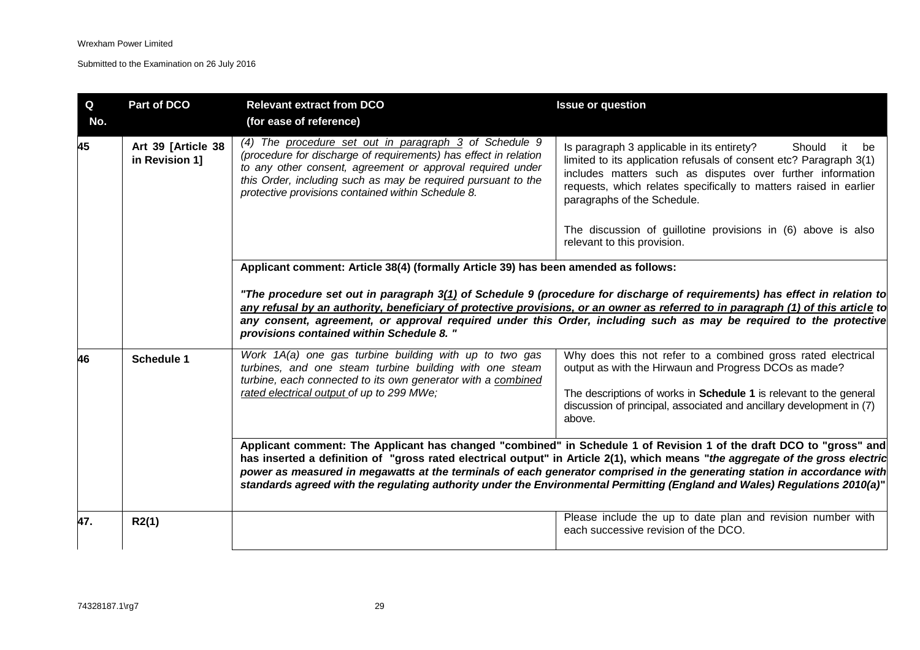| Q No. | Part of DCO | Relevant extract from DCO (for ease of reference) | Issue or question |
|---|---|---|---|
| 45 | Art 39 [Article 38 in Revision 1] | *(4) The procedure set out in paragraph 3 of Schedule 9 (procedure for discharge of requirements) has effect in relation to any other consent, agreement or approval required under this Order, including such as may be required pursuant to the protective provisions contained within Schedule 8.* | Is paragraph 3 applicable in its entirety? Should it be limited to its application refusals of consent etc? Paragraph 3(1) includes matters such as disputes over further information requests, which relates specifically to matters raised in earlier paragraphs of the Schedule.<br><br>The discussion of guillotine provisions in (6) above is also relevant to this provision. |
| | | **Applicant comment: Article 38(4) (formally Article 39) has been amended as follows:**<br><br>***"The procedure set out in paragraph 3(1) of Schedule 9 (procedure for discharge of requirements) has effect in relation to any refusal by an authority, beneficiary of protective provisions, or an owner as referred to in paragraph (1) of this article to any consent, agreement, or approval required under this Order, including such as may be required to the protective provisions contained within Schedule 8. "*** | |
| 46 | Schedule 1 | *Work 1A(a) one gas turbine building with up to two gas turbines, and one steam turbine building with one steam turbine, each connected to its own generator with a combined rated electrical output of up to 299 MWe;* | Why does this not refer to a combined gross rated electrical output as with the Hirwaun and Progress DCOs as made?<br><br>The descriptions of works in **Schedule 1** is relevant to the general discussion of principal, associated and ancillary development in (7) above. |
| | | **Applicant comment: The Applicant has changed "combined" in Schedule 1 of Revision 1 of the draft DCO to "gross" and has inserted a definition of "gross rated electrical output" in Article 2(1), which means "*the aggregate of the gross electric power as measured in megawatts at the terminals of each generator comprised in the generating station in accordance with standards agreed with the regulating authority under the Environmental Permitting (England and Wales) Regulations 2010(a)*"** | |
| 47. | R2(1) | | Please include the up to date plan and revision number with each successive revision of the DCO. |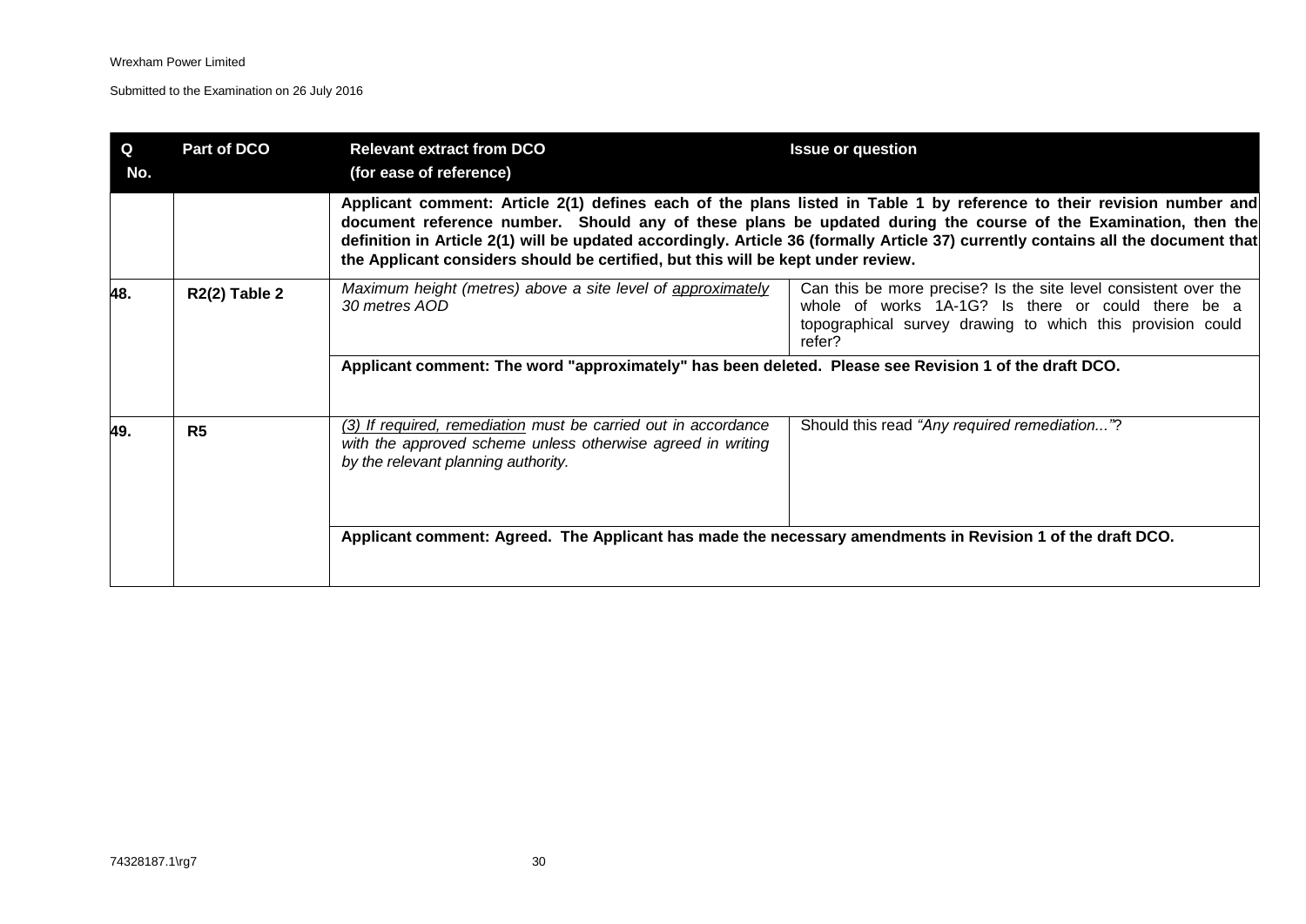| Q No. | Part of DCO | Relevant extract from DCO (for ease of reference) | Issue or question |
| --- | --- | --- | --- |
| | | **Applicant comment: Article 2(1) defines each of the plans listed in Table 1 by reference to their revision number and document reference number. Should any of these plans be updated during the course of the Examination, then the definition in Article 2(1) will be updated accordingly. Article 36 (formally Article 37) currently contains all the document that the Applicant considers should be certified, but this will be kept under review.** | |
| **48.** | **R2(2) Table 2** | *Maximum height (metres) above a site level of <u>approximately</u> 30 metres AOD* | Can this be more precise? Is the site level consistent over the whole of works 1A-1G? Is there or could there be a topographical survey drawing to which this provision could refer? |
| | | **Applicant comment: The word "approximately" has been deleted. Please see Revision 1 of the draft DCO.** | |
| **49.** | **R5** | *(3) <u>If required, remediation</u> must be carried out in accordance with the approved scheme unless otherwise agreed in writing by the relevant planning authority.* | Should this read *"Any required remediation..."*? |
| | | **Applicant comment: Agreed. The Applicant has made the necessary amendments in Revision 1 of the draft DCO.** | |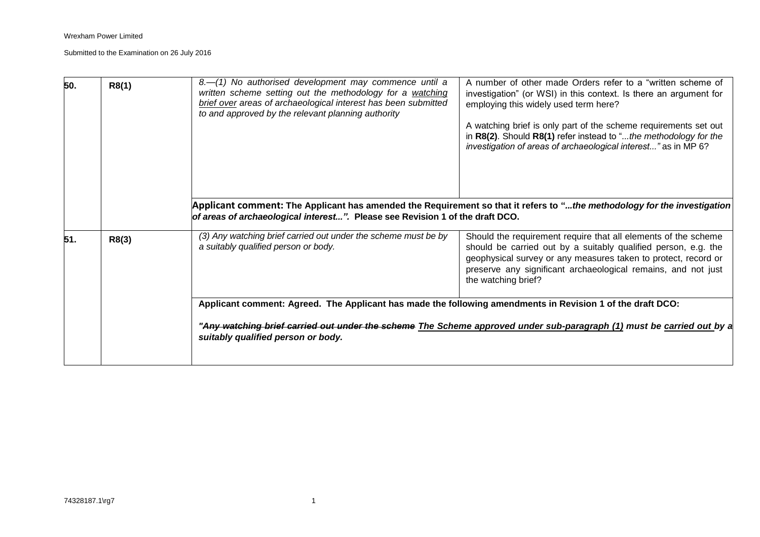| | | | |
|---|---|---|---|
| **50.** | **R8(1)** | *8.—(1) No authorised development may commence until a written scheme setting out the methodology for a watching brief over areas of archaeological interest has been submitted to and approved by the relevant planning authority* | A number of other made Orders refer to a "written scheme of investigation" (or WSI) in this context. Is there an argument for employing this widely used term here?<br><br>A watching brief is only part of the scheme requirements set out in **R8(2)**. Should **R8(1)** refer instead to "*...the methodology for the investigation of areas of archaeological interest...*" as in MP 6? |
| | | **Applicant comment: The Applicant has amended the Requirement so that it refers to "*...the methodology for the investigation of areas of archaeological interest...*". Please see Revision 1 of the draft DCO.** | |
| **51.** | **R8(3)** | *(3) Any watching brief carried out under the scheme must be by a suitably qualified person or body.* | Should the requirement require that all elements of the scheme should be carried out by a suitably qualified person, e.g. the geophysical survey or any measures taken to protect, record or preserve any significant archaeological remains, and not just the watching brief? |
| | | **Applicant comment: Agreed. The Applicant has made the following amendments in Revision 1 of the draft DCO:**<br><br>***"~~Any watching brief carried out under the scheme~~ The Scheme approved under sub-paragraph (1) must be carried out by a suitably qualified person or body.*** | |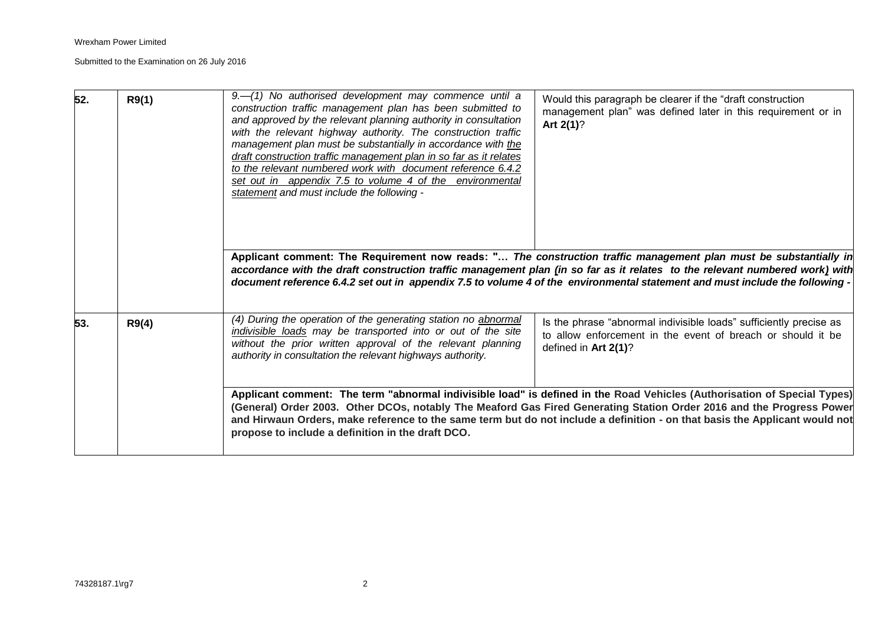| | | | |
|---|---|---|---|
| 52. | R9(1) | *9.—(1) No authorised development may commence until a construction traffic management plan has been submitted to and approved by the relevant planning authority in consultation with the relevant highway authority. The construction traffic management plan must be substantially in accordance with the draft construction traffic management plan in so far as it relates to the relevant numbered work with document reference 6.4.2 set out in appendix 7.5 to volume 4 of the environmental statement and must include the following -* | Would this paragraph be clearer if the "draft construction management plan" was defined later in this requirement or in **Art 2(1)**? |
| | | **Applicant comment: The Requirement now reads: "…** ***The construction traffic management plan must be substantially in accordance with the draft construction traffic management plan (in so far as it relates to the relevant numbered work) with document reference 6.4.2 set out in appendix 7.5 to volume 4 of the environmental statement and must include the following -*** | |
| 53. | R9(4) | *(4) During the operation of the generating station no abnormal indivisible loads may be transported into or out of the site without the prior written approval of the relevant planning authority in consultation the relevant highways authority.* | Is the phrase "abnormal indivisible loads" sufficiently precise as to allow enforcement in the event of breach or should it be defined in **Art 2(1)**? |
| | | **Applicant comment: The term "abnormal indivisible load" is defined in the** Road Vehicles (Authorisation of Special Types) **(General) Order 2003. Other DCOs, notably The Meaford Gas Fired Generating Station Order 2016 and the Progress Power and Hirwaun Orders, make reference to the same term but do not include a definition - on that basis the Applicant would not propose to include a definition in the draft DCO.** | |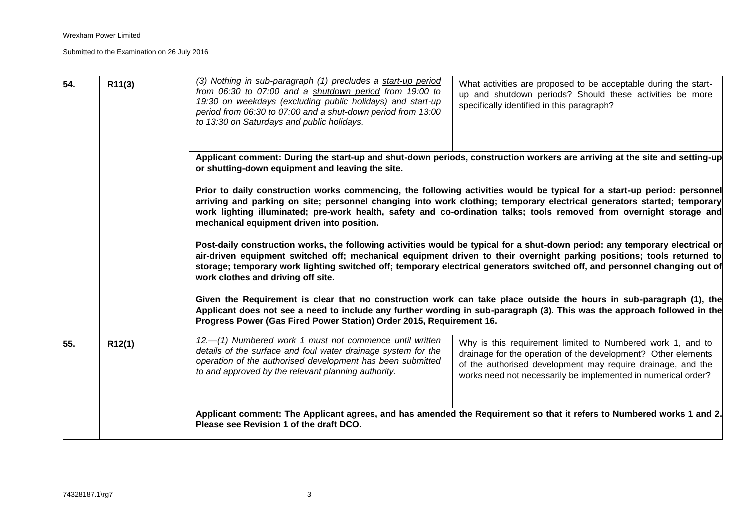| | | | |
|---|---|---|---|
| 54. | R11(3) | *(3) Nothing in sub-paragraph (1) precludes a <u>start-up period</u> from 06:30 to 07:00 and a <u>shutdown period</u> from 19:00 to 19:30 on weekdays (excluding public holidays) and start-up period from 06:30 to 07:00 and a shut-down period from 13:00 to 13:30 on Saturdays and public holidays.* | What activities are proposed to be acceptable during the start-up and shutdown periods? Should these activities be more specifically identified in this paragraph? |
| | | **Applicant comment: During the start-up and shut-down periods, construction workers are arriving at the site and setting-up or shutting-down equipment and leaving the site.**<br><br>**Prior to daily construction works commencing, the following activities would be typical for a start-up period: personnel arriving and parking on site; personnel changing into work clothing; temporary electrical generators started; temporary work lighting illuminated; pre-work health, safety and co-ordination talks; tools removed from overnight storage and mechanical equipment driven into position.**<br><br>**Post-daily construction works, the following activities would be typical for a shut-down period: any temporary electrical or air-driven equipment switched off; mechanical equipment driven to their overnight parking positions; tools returned to storage; temporary work lighting switched off; temporary electrical generators switched off, and personnel changing out of work clothes and driving off site.**<br><br>**Given the Requirement is clear that no construction work can take place outside the hours in sub-paragraph (1), the Applicant does not see a need to include any further wording in sub-paragraph (3). This was the approach followed in the Progress Power (Gas Fired Power Station) Order 2015, Requirement 16.** | |
| 55. | R12(1) | *12.—(1) <u>Numbered work 1 must not commence</u> until written details of the surface and foul water drainage system for the operation of the authorised development has been submitted to and approved by the relevant planning authority.* | Why is this requirement limited to Numbered work 1, and to drainage for the operation of the development? Other elements of the authorised development may require drainage, and the works need not necessarily be implemented in numerical order? |
| | | **Applicant comment: The Applicant agrees, and has amended the Requirement so that it refers to Numbered works 1 and 2. Please see Revision 1 of the draft DCO.** | |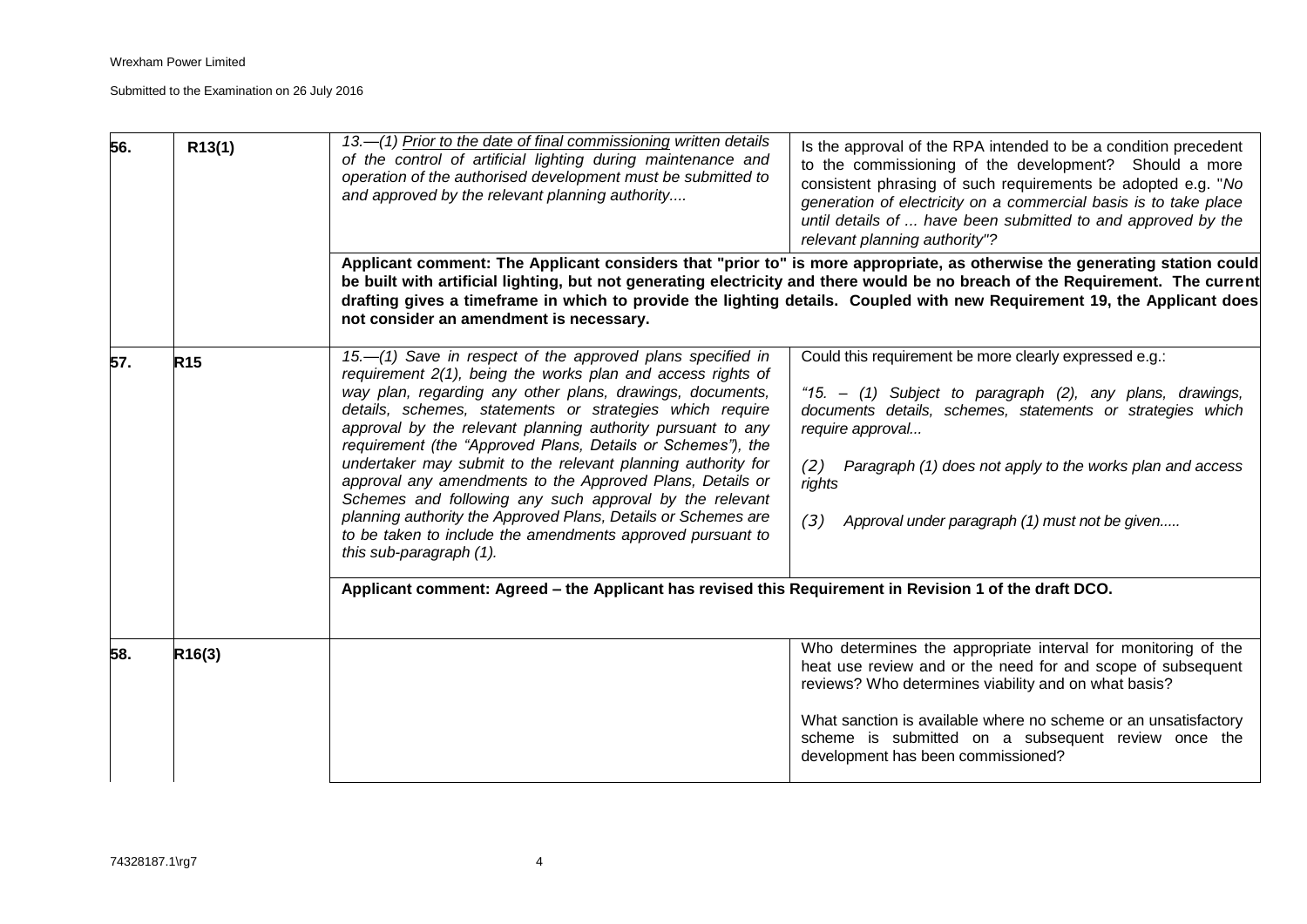| | | | |
|---|---|---|---|
| 56. | R13(1) | *13.—(1) <u>Prior to the date of final commissioning</u> written details of the control of artificial lighting during maintenance and operation of the authorised development must be submitted to and approved by the relevant planning authority....* | Is the approval of the RPA intended to be a condition precedent to the commissioning of the development? Should a more consistent phrasing of such requirements be adopted e.g. "*No generation of electricity on a commercial basis is to take place until details of ... have been submitted to and approved by the relevant planning authority*"? |
| | | **Applicant comment: The Applicant considers that "prior to" is more appropriate, as otherwise the generating station could be built with artificial lighting, but not generating electricity and there would be no breach of the Requirement. The current drafting gives a timeframe in which to provide the lighting details. Coupled with new Requirement 19, the Applicant does not consider an amendment is necessary.** | |
| 57. | R15 | *15.—(1) Save in respect of the approved plans specified in requirement 2(1), being the works plan and access rights of way plan, regarding any other plans, drawings, documents, details, schemes, statements or strategies which require approval by the relevant planning authority pursuant to any requirement (the "Approved Plans, Details or Schemes"), the undertaker may submit to the relevant planning authority for approval any amendments to the Approved Plans, Details or Schemes and following any such approval by the relevant planning authority the Approved Plans, Details or Schemes are to be taken to include the amendments approved pursuant to this sub-paragraph (1).* | Could this requirement be more clearly expressed e.g.:<br><br>*"15. – (1) Subject to paragraph (2), any plans, drawings, documents details, schemes, statements or strategies which require approval...*<br><br>*(2) Paragraph (1) does not apply to the works plan and access rights*<br><br>*(3) Approval under paragraph (1) must not be given.....* |
| | | **Applicant comment: Agreed – the Applicant has revised this Requirement in Revision 1 of the draft DCO.** | |
| 58. | R16(3) | | Who determines the appropriate interval for monitoring of the heat use review and or the need for and scope of subsequent reviews? Who determines viability and on what basis?<br><br>What sanction is available where no scheme or an unsatisfactory scheme is submitted on a subsequent review once the development has been commissioned? |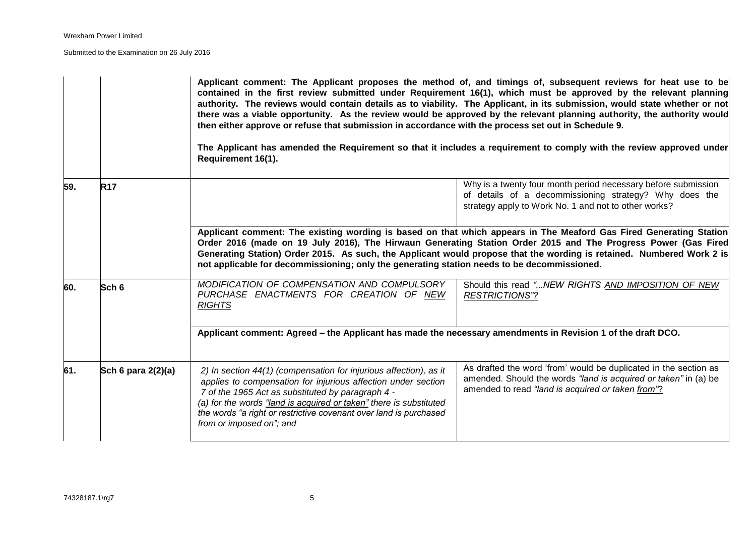| | | | |
|---|---|---|---|
| | | **Applicant comment: The Applicant proposes the method of, and timings of, subsequent reviews for heat use to be contained in the first review submitted under Requirement 16(1), which must be approved by the relevant planning authority. The reviews would contain details as to viability. The Applicant, in its submission, would state whether or not there was a viable opportunity. As the review would be approved by the relevant planning authority, the authority would then either approve or refuse that submission in accordance with the process set out in Schedule 9.**<br><br>**The Applicant has amended the Requirement so that it includes a requirement to comply with the review approved under Requirement 16(1).** | |
| **59.** | **R17** | | Why is a twenty four month period necessary before submission of details of a decommissioning strategy? Why does the strategy apply to Work No. 1 and not to other works? |
| | | **Applicant comment: The existing wording is based on that which appears in The Meaford Gas Fired Generating Station Order 2016 (made on 19 July 2016), The Hirwaun Generating Station Order 2015 and The Progress Power (Gas Fired Generating Station) Order 2015. As such, the Applicant would propose that the wording is retained. Numbered Work 2 is not applicable for decommissioning; only the generating station needs to be decommissioned.** | |
| **60.** | **Sch 6** | *MODIFICATION OF COMPENSATION AND COMPULSORY PURCHASE ENACTMENTS FOR CREATION OF <u>NEW RIGHTS</u>* | Should this read *"...NEW RIGHTS <u>AND IMPOSITION OF NEW RESTRICTIONS</u>"?* |
| | | **Applicant comment: Agreed – the Applicant has made the necessary amendments in Revision 1 of the draft DCO.** | |
| **61.** | **Sch 6 para 2(2)(a)** | *2) In section 44(1) (compensation for injurious affection), as it applies to compensation for injurious affection under section 7 of the 1965 Act as substituted by paragraph 4 -*<br>*(a) for the words <u>"land is acquired or taken"</u> there is substituted the words "a right or restrictive covenant over land is purchased from or imposed on"; and* | As drafted the word 'from' would be duplicated in the section as amended. Should the words *"land is acquired or taken"* in (a) be amended to read *"land is acquired or taken <u>from</u>"*? |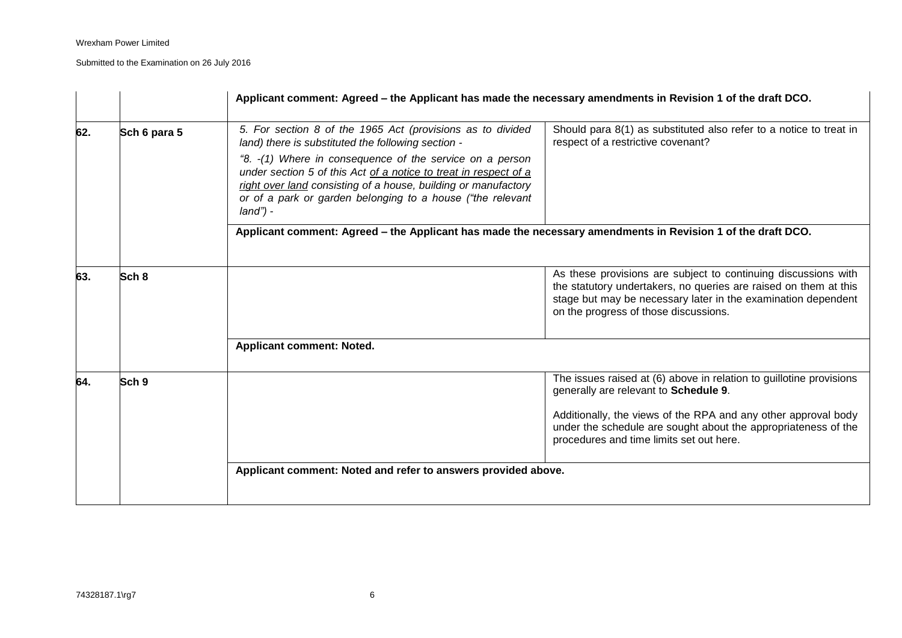| | | | |
|---|---|---|---|
| | | **Applicant comment: Agreed – the Applicant has made the necessary amendments in Revision 1 of the draft DCO.** | |
| **62.** | **Sch 6 para 5** | *5. For section 8 of the 1965 Act (provisions as to divided land) there is substituted the following section -*<br><br>*"8. -(1) Where in consequence of the service on a person under section 5 of this Act <u>of a notice to treat in respect of a right over land</u> consisting of a house, building or manufactory or of a park or garden belonging to a house ("the relevant land") -* | Should para 8(1) as substituted also refer to a notice to treat in respect of a restrictive covenant? |
| | | **Applicant comment: Agreed – the Applicant has made the necessary amendments in Revision 1 of the draft DCO.** | |
| **63.** | **Sch 8** | | As these provisions are subject to continuing discussions with the statutory undertakers, no queries are raised on them at this stage but may be necessary later in the examination dependent on the progress of those discussions. |
| | | **Applicant comment: Noted.** | |
| **64.** | **Sch 9** | | The issues raised at (6) above in relation to guillotine provisions generally are relevant to **Schedule 9**.<br><br>Additionally, the views of the RPA and any other approval body under the schedule are sought about the appropriateness of the procedures and time limits set out here. |
| | | **Applicant comment: Noted and refer to answers provided above.** | |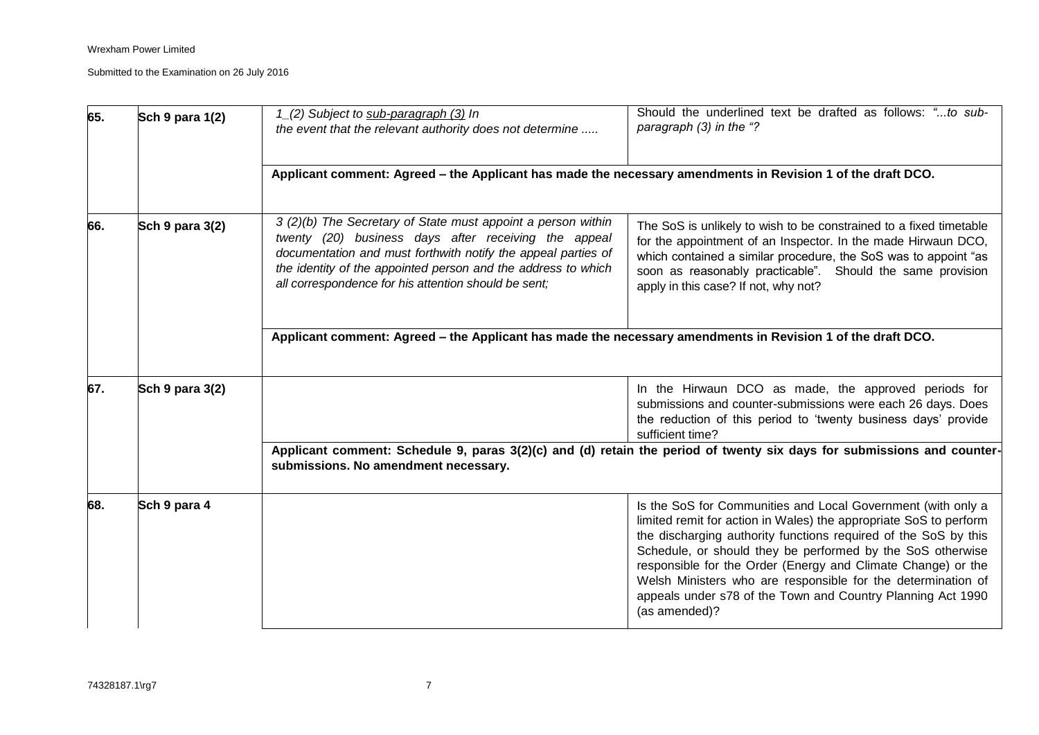| | | | |
|---|---|---|---|
| **65.** | **Sch 9 para 1(2)** | *1_(2) Subject to sub-paragraph (3) In the event that the relevant authority does not determine .....* | Should the underlined text be drafted as follows: *"...to sub-paragraph (3) in the "?* |
| | | **Applicant comment: Agreed – the Applicant has made the necessary amendments in Revision 1 of the draft DCO.** | |
| **66.** | **Sch 9 para 3(2)** | *3 (2)(b) The Secretary of State must appoint a person within twenty (20) business days after receiving the appeal documentation and must forthwith notify the appeal parties of the identity of the appointed person and the address to which all correspondence for his attention should be sent;* | The SoS is unlikely to wish to be constrained to a fixed timetable for the appointment of an Inspector. In the made Hirwaun DCO, which contained a similar procedure, the SoS was to appoint "as soon as reasonably practicable". Should the same provision apply in this case? If not, why not? |
| | | **Applicant comment: Agreed – the Applicant has made the necessary amendments in Revision 1 of the draft DCO.** | |
| **67.** | **Sch 9 para 3(2)** | | In the Hirwaun DCO as made, the approved periods for submissions and counter-submissions were each 26 days. Does the reduction of this period to 'twenty business days' provide sufficient time? |
| | | **Applicant comment: Schedule 9, paras 3(2)(c) and (d) retain the period of twenty six days for submissions and counter-submissions. No amendment necessary.** | |
| **68.** | **Sch 9 para 4** | | Is the SoS for Communities and Local Government (with only a limited remit for action in Wales) the appropriate SoS to perform the discharging authority functions required of the SoS by this Schedule, or should they be performed by the SoS otherwise responsible for the Order (Energy and Climate Change) or the Welsh Ministers who are responsible for the determination of appeals under s78 of the Town and Country Planning Act 1990 (as amended)? |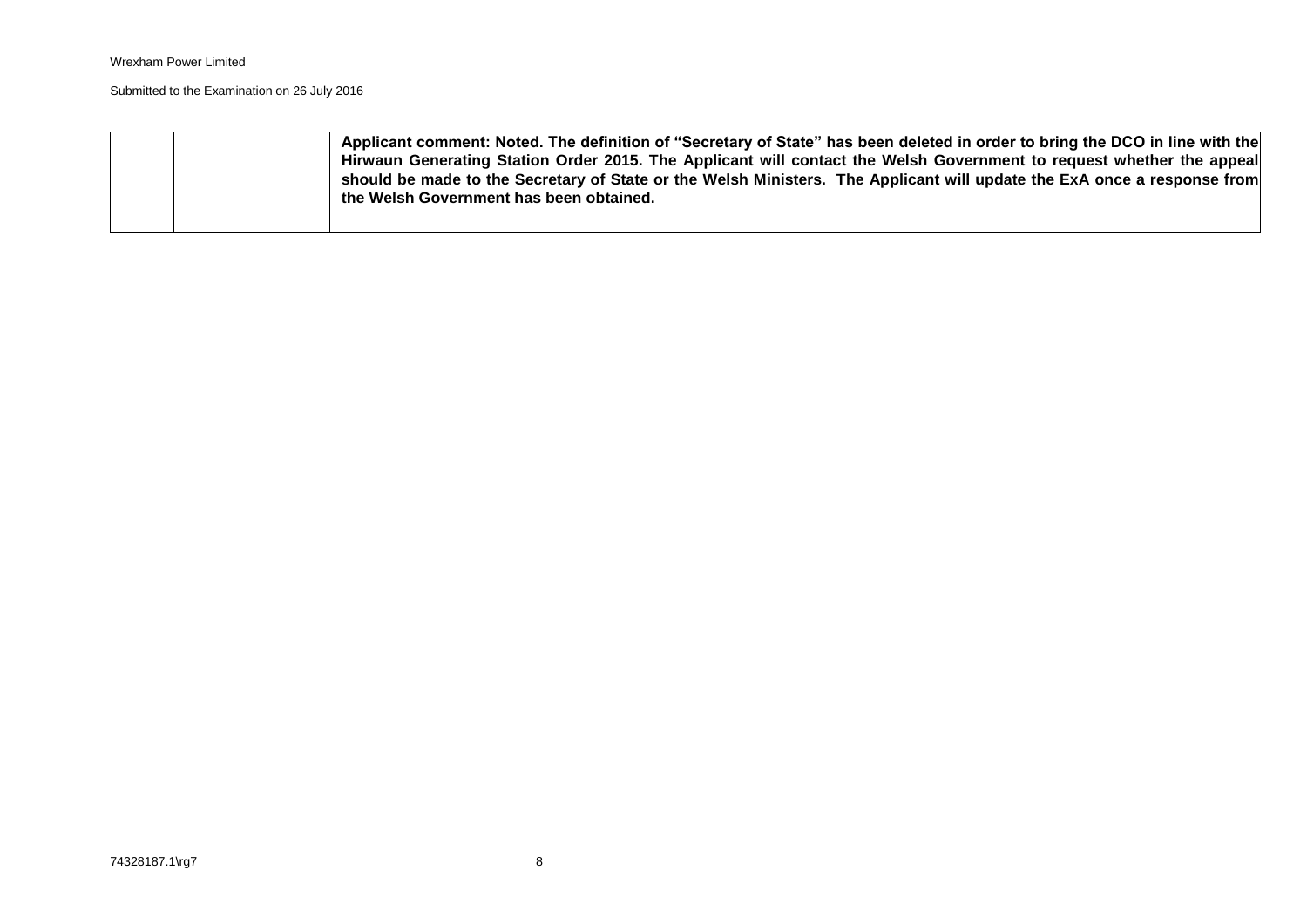|  |  |  |
|---|---|---|
|  |  | **Applicant comment: Noted. The definition of "Secretary of State" has been deleted in order to bring the DCO in line with the Hirwaun Generating Station Order 2015. The Applicant will contact the Welsh Government to request whether the appeal should be made to the Secretary of State or the Welsh Ministers. The Applicant will update the ExA once a response from the Welsh Government has been obtained.** |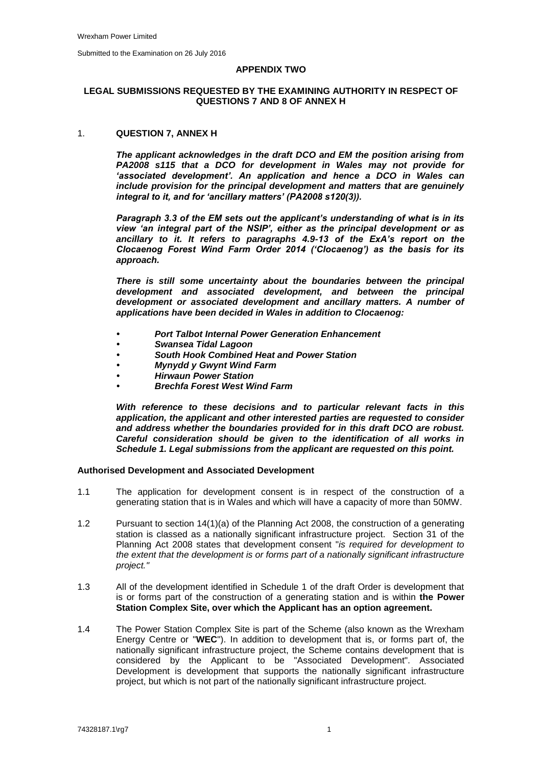## APPENDIX TWO

## LEGAL SUBMISSIONS REQUESTED BY THE EXAMINING AUTHORITY IN RESPECT OF QUESTIONS 7 AND 8 OF ANNEX H

### 1. QUESTION 7, ANNEX H

***The applicant acknowledges in the draft DCO and EM the position arising from PA2008 s115 that a DCO for development in Wales may not provide for 'associated development'. An application and hence a DCO in Wales can include provision for the principal development and matters that are genuinely integral to it, and for 'ancillary matters' (PA2008 s120(3)).***

***Paragraph 3.3 of the EM sets out the applicant's understanding of what is in its view 'an integral part of the NSIP', either as the principal development or as ancillary to it. It refers to paragraphs 4.9-13 of the ExA's report on the Clocaenog Forest Wind Farm Order 2014 ('Clocaenog') as the basis for its approach.***

***There is still some uncertainty about the boundaries between the principal development and associated development, and between the principal development or associated development and ancillary matters. A number of applications have been decided in Wales in addition to Clocaenog:***

- ***Port Talbot Internal Power Generation Enhancement***
- ***Swansea Tidal Lagoon***
- ***South Hook Combined Heat and Power Station***
- ***Mynydd y Gwynt Wind Farm***
- ***Hirwaun Power Station***
- ***Brechfa Forest West Wind Farm***

***With reference to these decisions and to particular relevant facts in this application, the applicant and other interested parties are requested to consider and address whether the boundaries provided for in this draft DCO are robust. Careful consideration should be given to the identification of all works in Schedule 1. Legal submissions from the applicant are requested on this point.***

#### Authorised Development and Associated Development

1.1 The application for development consent is in respect of the construction of a generating station that is in Wales and which will have a capacity of more than 50MW.

1.2 Pursuant to section 14(1)(a) of the Planning Act 2008, the construction of a generating station is classed as a nationally significant infrastructure project. Section 31 of the Planning Act 2008 states that development consent "*is required for development to the extent that the development is or forms part of a nationally significant infrastructure project.*"

1.3 All of the development identified in Schedule 1 of the draft Order is development that is or forms part of the construction of a generating station and is within **the Power Station Complex Site, over which the Applicant has an option agreement.**

1.4 The Power Station Complex Site is part of the Scheme (also known as the Wrexham Energy Centre or "**WEC**"). In addition to development that is, or forms part of, the nationally significant infrastructure project, the Scheme contains development that is considered by the Applicant to be "Associated Development". Associated Development is development that supports the nationally significant infrastructure project, but which is not part of the nationally significant infrastructure project.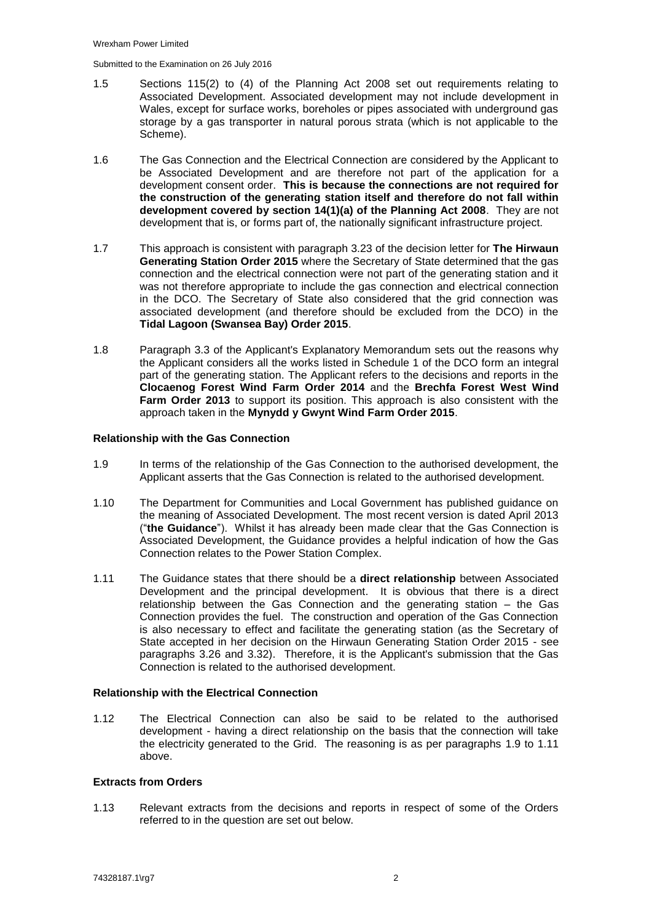1.5 Sections 115(2) to (4) of the Planning Act 2008 set out requirements relating to Associated Development. Associated development may not include development in Wales, except for surface works, boreholes or pipes associated with underground gas storage by a gas transporter in natural porous strata (which is not applicable to the Scheme).

1.6 The Gas Connection and the Electrical Connection are considered by the Applicant to be Associated Development and are therefore not part of the application for a development consent order. **This is because the connections are not required for the construction of the generating station itself and therefore do not fall within development covered by section 14(1)(a) of the Planning Act 2008**. They are not development that is, or forms part of, the nationally significant infrastructure project.

1.7 This approach is consistent with paragraph 3.23 of the decision letter for **The Hirwaun Generating Station Order 2015** where the Secretary of State determined that the gas connection and the electrical connection were not part of the generating station and it was not therefore appropriate to include the gas connection and electrical connection in the DCO. The Secretary of State also considered that the grid connection was associated development (and therefore should be excluded from the DCO) in the **Tidal Lagoon (Swansea Bay) Order 2015**.

1.8 Paragraph 3.3 of the Applicant's Explanatory Memorandum sets out the reasons why the Applicant considers all the works listed in Schedule 1 of the DCO form an integral part of the generating station. The Applicant refers to the decisions and reports in the **Clocaenog Forest Wind Farm Order 2014** and the **Brechfa Forest West Wind Farm Order 2013** to support its position. This approach is also consistent with the approach taken in the **Mynydd y Gwynt Wind Farm Order 2015**.

**Relationship with the Gas Connection**

1.9 In terms of the relationship of the Gas Connection to the authorised development, the Applicant asserts that the Gas Connection is related to the authorised development.

1.10 The Department for Communities and Local Government has published guidance on the meaning of Associated Development. The most recent version is dated April 2013 ("**the Guidance**"). Whilst it has already been made clear that the Gas Connection is Associated Development, the Guidance provides a helpful indication of how the Gas Connection relates to the Power Station Complex.

1.11 The Guidance states that there should be a **direct relationship** between Associated Development and the principal development. It is obvious that there is a direct relationship between the Gas Connection and the generating station – the Gas Connection provides the fuel. The construction and operation of the Gas Connection is also necessary to effect and facilitate the generating station (as the Secretary of State accepted in her decision on the Hirwaun Generating Station Order 2015 - see paragraphs 3.26 and 3.32). Therefore, it is the Applicant's submission that the Gas Connection is related to the authorised development.

**Relationship with the Electrical Connection**

1.12 The Electrical Connection can also be said to be related to the authorised development - having a direct relationship on the basis that the connection will take the electricity generated to the Grid. The reasoning is as per paragraphs 1.9 to 1.11 above.

**Extracts from Orders**

1.13 Relevant extracts from the decisions and reports in respect of some of the Orders referred to in the question are set out below.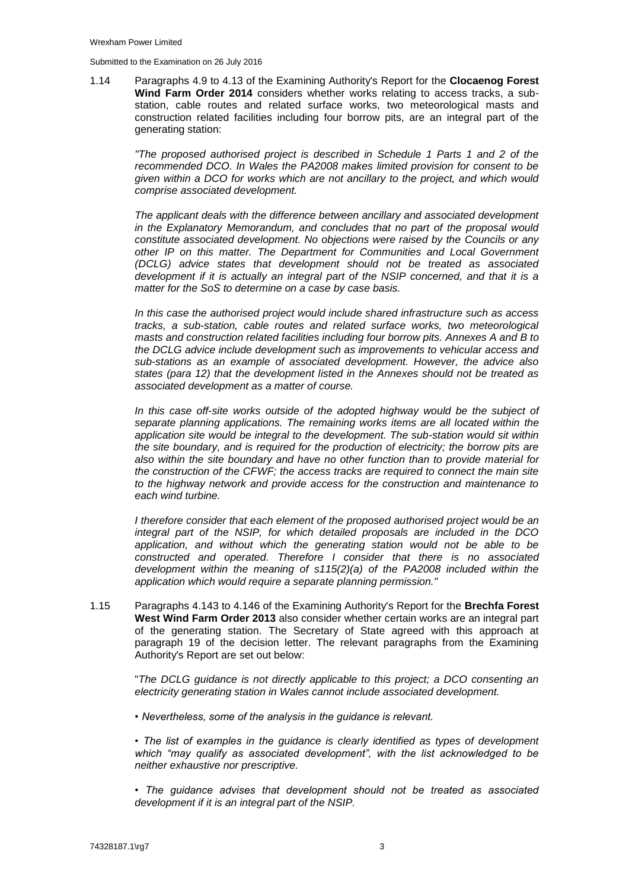1.14 Paragraphs 4.9 to 4.13 of the Examining Authority's Report for the **Clocaenog Forest Wind Farm Order 2014** considers whether works relating to access tracks, a sub-station, cable routes and related surface works, two meteorological masts and construction related facilities including four borrow pits, are an integral part of the generating station:

> *"The proposed authorised project is described in Schedule 1 Parts 1 and 2 of the recommended DCO. In Wales the PA2008 makes limited provision for consent to be given within a DCO for works which are not ancillary to the project, and which would comprise associated development.*
>
> *The applicant deals with the difference between ancillary and associated development in the Explanatory Memorandum, and concludes that no part of the proposal would constitute associated development. No objections were raised by the Councils or any other IP on this matter. The Department for Communities and Local Government (DCLG) advice states that development should not be treated as associated development if it is actually an integral part of the NSIP concerned, and that it is a matter for the SoS to determine on a case by case basis.*
>
> *In this case the authorised project would include shared infrastructure such as access tracks, a sub-station, cable routes and related surface works, two meteorological masts and construction related facilities including four borrow pits. Annexes A and B to the DCLG advice include development such as improvements to vehicular access and sub-stations as an example of associated development. However, the advice also states (para 12) that the development listed in the Annexes should not be treated as associated development as a matter of course.*
>
> *In this case off-site works outside of the adopted highway would be the subject of separate planning applications. The remaining works items are all located within the application site would be integral to the development. The sub-station would sit within the site boundary, and is required for the production of electricity; the borrow pits are also within the site boundary and have no other function than to provide material for the construction of the CFWF; the access tracks are required to connect the main site to the highway network and provide access for the construction and maintenance to each wind turbine.*
>
> *I therefore consider that each element of the proposed authorised project would be an integral part of the NSIP, for which detailed proposals are included in the DCO application, and without which the generating station would not be able to be constructed and operated. Therefore I consider that there is no associated development within the meaning of s115(2)(a) of the PA2008 included within the application which would require a separate planning permission."*

1.15 Paragraphs 4.143 to 4.146 of the Examining Authority's Report for the **Brechfa Forest West Wind Farm Order 2013** also consider whether certain works are an integral part of the generating station. The Secretary of State agreed with this approach at paragraph 19 of the decision letter. The relevant paragraphs from the Examining Authority's Report are set out below:

> "*The DCLG guidance is not directly applicable to this project; a DCO consenting an electricity generating station in Wales cannot include associated development.*
>
> • *Nevertheless, some of the analysis in the guidance is relevant.*
>
> • *The list of examples in the guidance is clearly identified as types of development which "may qualify as associated development", with the list acknowledged to be neither exhaustive nor prescriptive.*
>
> • *The guidance advises that development should not be treated as associated development if it is an integral part of the NSIP.*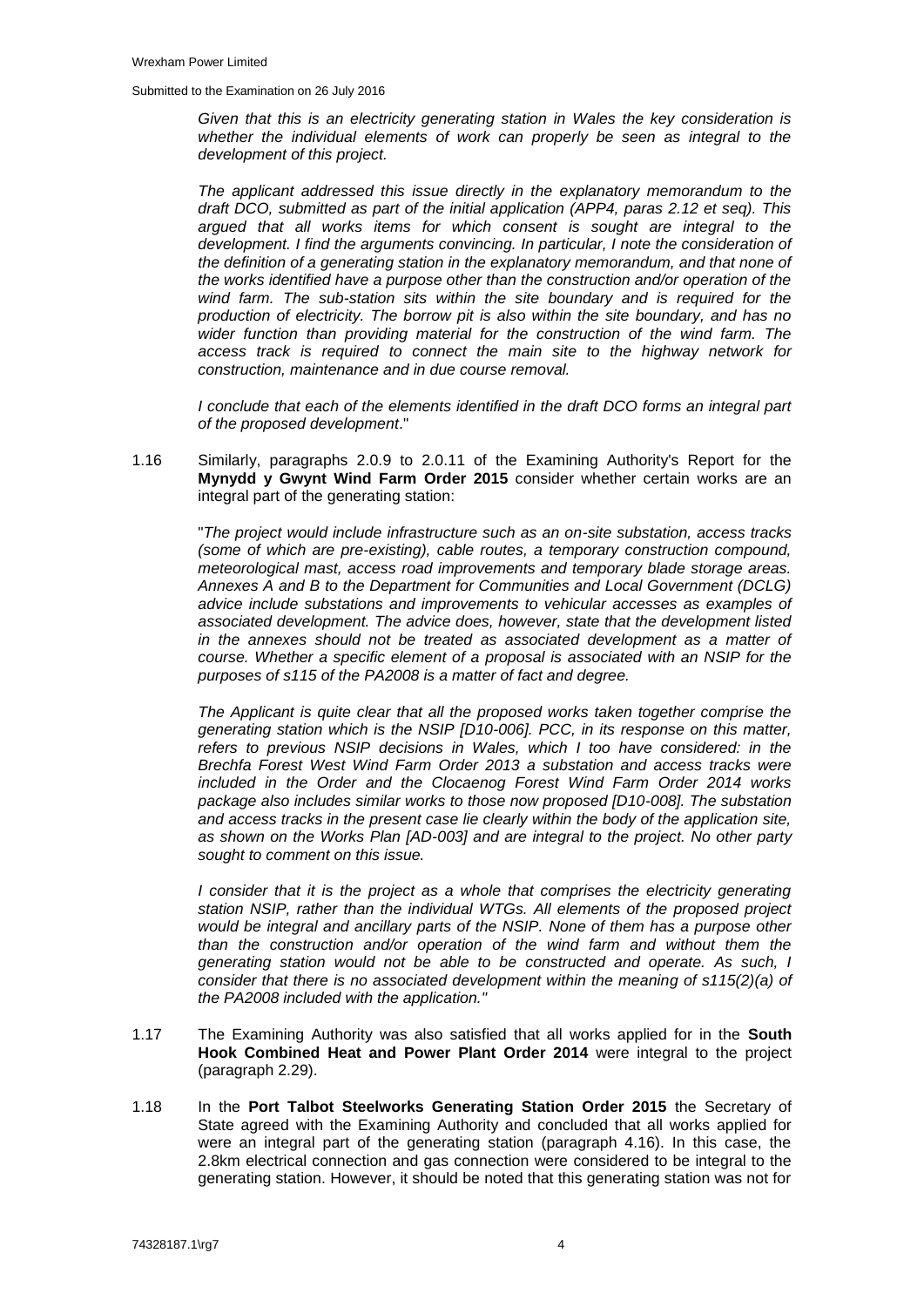*Given that this is an electricity generating station in Wales the key consideration is whether the individual elements of work can properly be seen as integral to the development of this project.*

*The applicant addressed this issue directly in the explanatory memorandum to the draft DCO, submitted as part of the initial application (APP4, paras 2.12 et seq). This argued that all works items for which consent is sought are integral to the development. I find the arguments convincing. In particular, I note the consideration of the definition of a generating station in the explanatory memorandum, and that none of the works identified have a purpose other than the construction and/or operation of the wind farm. The sub-station sits within the site boundary and is required for the production of electricity. The borrow pit is also within the site boundary, and has no wider function than providing material for the construction of the wind farm. The access track is required to connect the main site to the highway network for construction, maintenance and in due course removal.*

*I conclude that each of the elements identified in the draft DCO forms an integral part of the proposed development*."

1.16 Similarly, paragraphs 2.0.9 to 2.0.11 of the Examining Authority's Report for the **Mynydd y Gwynt Wind Farm Order 2015** consider whether certain works are an integral part of the generating station:

"*The project would include infrastructure such as an on-site substation, access tracks (some of which are pre-existing), cable routes, a temporary construction compound, meteorological mast, access road improvements and temporary blade storage areas. Annexes A and B to the Department for Communities and Local Government (DCLG) advice include substations and improvements to vehicular accesses as examples of associated development. The advice does, however, state that the development listed in the annexes should not be treated as associated development as a matter of course. Whether a specific element of a proposal is associated with an NSIP for the purposes of s115 of the PA2008 is a matter of fact and degree.*

*The Applicant is quite clear that all the proposed works taken together comprise the generating station which is the NSIP [D10-006]. PCC, in its response on this matter, refers to previous NSIP decisions in Wales, which I too have considered: in the Brechfa Forest West Wind Farm Order 2013 a substation and access tracks were included in the Order and the Clocaenog Forest Wind Farm Order 2014 works package also includes similar works to those now proposed [D10-008]. The substation and access tracks in the present case lie clearly within the body of the application site, as shown on the Works Plan [AD-003] and are integral to the project. No other party sought to comment on this issue.*

*I consider that it is the project as a whole that comprises the electricity generating station NSIP, rather than the individual WTGs. All elements of the proposed project would be integral and ancillary parts of the NSIP. None of them has a purpose other than the construction and/or operation of the wind farm and without them the generating station would not be able to be constructed and operate. As such, I consider that there is no associated development within the meaning of s115(2)(a) of the PA2008 included with the application."*

1.17 The Examining Authority was also satisfied that all works applied for in the **South Hook Combined Heat and Power Plant Order 2014** were integral to the project (paragraph 2.29).

1.18 In the **Port Talbot Steelworks Generating Station Order 2015** the Secretary of State agreed with the Examining Authority and concluded that all works applied for were an integral part of the generating station (paragraph 4.16). In this case, the 2.8km electrical connection and gas connection were considered to be integral to the generating station. However, it should be noted that this generating station was not for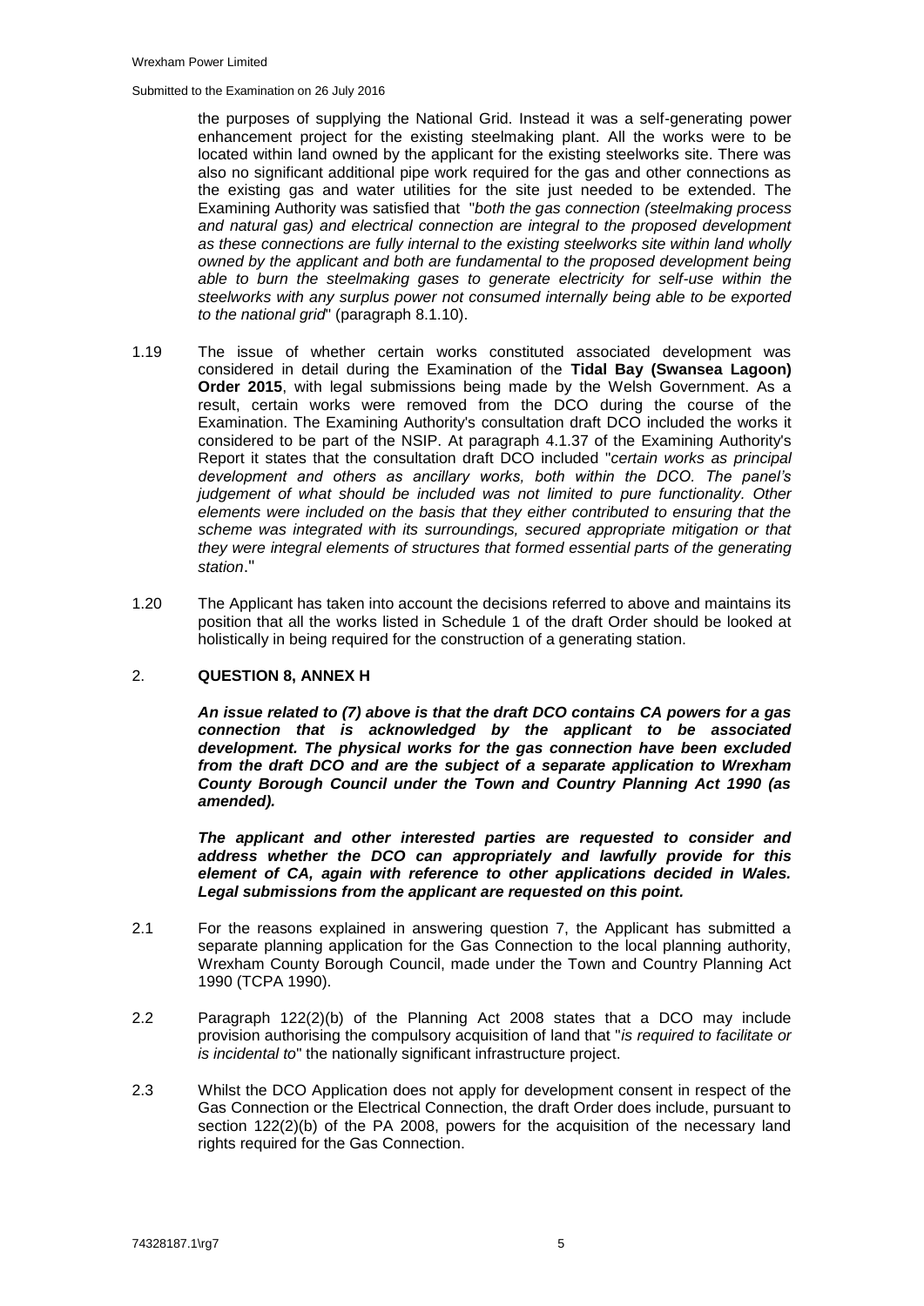the purposes of supplying the National Grid. Instead it was a self-generating power enhancement project for the existing steelmaking plant. All the works were to be located within land owned by the applicant for the existing steelworks site. There was also no significant additional pipe work required for the gas and other connections as the existing gas and water utilities for the site just needed to be extended. The Examining Authority was satisfied that "*both the gas connection (steelmaking process and natural gas) and electrical connection are integral to the proposed development as these connections are fully internal to the existing steelworks site within land wholly owned by the applicant and both are fundamental to the proposed development being able to burn the steelmaking gases to generate electricity for self-use within the steelworks with any surplus power not consumed internally being able to be exported to the national grid*" (paragraph 8.1.10).

1.19 The issue of whether certain works constituted associated development was considered in detail during the Examination of the **Tidal Bay (Swansea Lagoon) Order 2015**, with legal submissions being made by the Welsh Government. As a result, certain works were removed from the DCO during the course of the Examination. The Examining Authority's consultation draft DCO included the works it considered to be part of the NSIP. At paragraph 4.1.37 of the Examining Authority's Report it states that the consultation draft DCO included "*certain works as principal development and others as ancillary works, both within the DCO. The panel's judgement of what should be included was not limited to pure functionality. Other elements were included on the basis that they either contributed to ensuring that the scheme was integrated with its surroundings, secured appropriate mitigation or that they were integral elements of structures that formed essential parts of the generating station*."

1.20 The Applicant has taken into account the decisions referred to above and maintains its position that all the works listed in Schedule 1 of the draft Order should be looked at holistically in being required for the construction of a generating station.

## 2. QUESTION 8, ANNEX H

***An issue related to (7) above is that the draft DCO contains CA powers for a gas connection that is acknowledged by the applicant to be associated development. The physical works for the gas connection have been excluded from the draft DCO and are the subject of a separate application to Wrexham County Borough Council under the Town and Country Planning Act 1990 (as amended).***

***The applicant and other interested parties are requested to consider and address whether the DCO can appropriately and lawfully provide for this element of CA, again with reference to other applications decided in Wales. Legal submissions from the applicant are requested on this point.***

2.1 For the reasons explained in answering question 7, the Applicant has submitted a separate planning application for the Gas Connection to the local planning authority, Wrexham County Borough Council, made under the Town and Country Planning Act 1990 (TCPA 1990).

2.2 Paragraph 122(2)(b) of the Planning Act 2008 states that a DCO may include provision authorising the compulsory acquisition of land that "*is required to facilitate or is incidental to*" the nationally significant infrastructure project.

2.3 Whilst the DCO Application does not apply for development consent in respect of the Gas Connection or the Electrical Connection, the draft Order does include, pursuant to section 122(2)(b) of the PA 2008, powers for the acquisition of the necessary land rights required for the Gas Connection.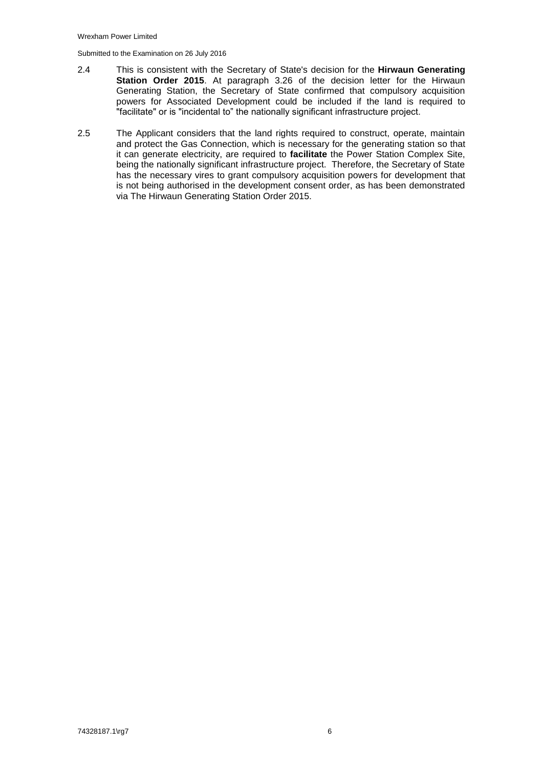2.4 This is consistent with the Secretary of State's decision for the **Hirwaun Generating Station Order 2015**. At paragraph 3.26 of the decision letter for the Hirwaun Generating Station, the Secretary of State confirmed that compulsory acquisition powers for Associated Development could be included if the land is required to "facilitate" or is "incidental to" the nationally significant infrastructure project.

2.5 The Applicant considers that the land rights required to construct, operate, maintain and protect the Gas Connection, which is necessary for the generating station so that it can generate electricity, are required to **facilitate** the Power Station Complex Site, being the nationally significant infrastructure project. Therefore, the Secretary of State has the necessary vires to grant compulsory acquisition powers for development that is not being authorised in the development consent order, as has been demonstrated via The Hirwaun Generating Station Order 2015.